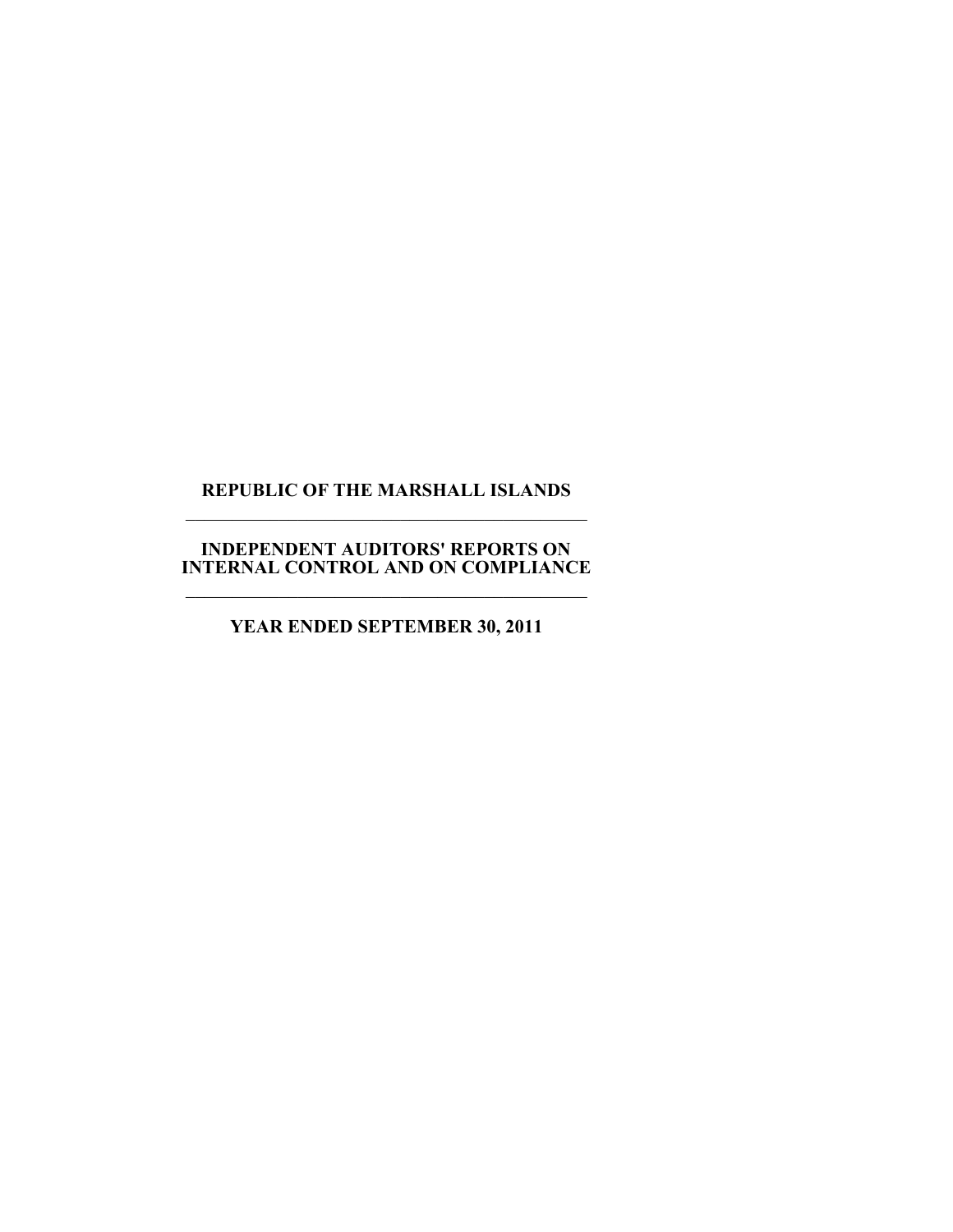# REPUBLIC OF THE MARSHALL ISLANDS

---

## INDEPENDENT AUDITORS' REPORTS ON INTERNAL CONTROL AND ON COMPLIANCE

---

### YEAR ENDED SEPTEMBER 30, 2011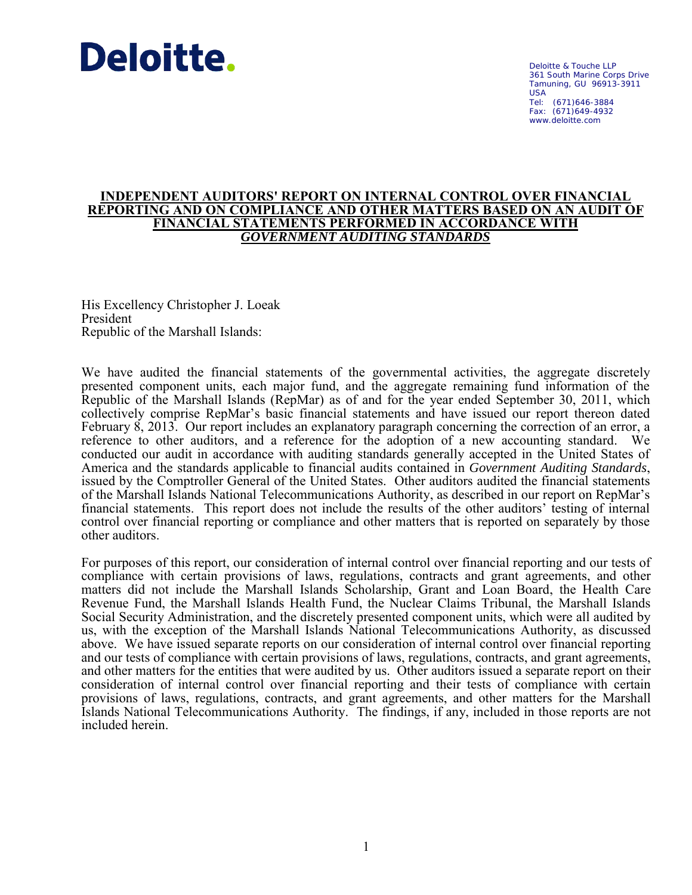Deloitte & Touche LLP
361 South Marine Corps Drive
Tamuning, GU 96913-3911
USA
Tel: (671)646-3884
Fax: (671)649-4932
www.deloitte.com

# INDEPENDENT AUDITORS' REPORT ON INTERNAL CONTROL OVER FINANCIAL REPORTING AND ON COMPLIANCE AND OTHER MATTERS BASED ON AN AUDIT OF FINANCIAL STATEMENTS PERFORMED IN ACCORDANCE WITH *GOVERNMENT AUDITING STANDARDS*

His Excellency Christopher J. Loeak
President
Republic of the Marshall Islands:

We have audited the financial statements of the governmental activities, the aggregate discretely presented component units, each major fund, and the aggregate remaining fund information of the Republic of the Marshall Islands (RepMar) as of and for the year ended September 30, 2011, which collectively comprise RepMar's basic financial statements and have issued our report thereon dated February 8, 2013. Our report includes an explanatory paragraph concerning the correction of an error, a reference to other auditors, and a reference for the adoption of a new accounting standard. We conducted our audit in accordance with auditing standards generally accepted in the United States of America and the standards applicable to financial audits contained in *Government Auditing Standards*, issued by the Comptroller General of the United States. Other auditors audited the financial statements of the Marshall Islands National Telecommunications Authority, as described in our report on RepMar's financial statements. This report does not include the results of the other auditors' testing of internal control over financial reporting or compliance and other matters that is reported on separately by those other auditors.

For purposes of this report, our consideration of internal control over financial reporting and our tests of compliance with certain provisions of laws, regulations, contracts and grant agreements, and other matters did not include the Marshall Islands Scholarship, Grant and Loan Board, the Health Care Revenue Fund, the Marshall Islands Health Fund, the Nuclear Claims Tribunal, the Marshall Islands Social Security Administration, and the discretely presented component units, which were all audited by us, with the exception of the Marshall Islands National Telecommunications Authority, as discussed above. We have issued separate reports on our consideration of internal control over financial reporting and our tests of compliance with certain provisions of laws, regulations, contracts, and grant agreements, and other matters for the entities that were audited by us. Other auditors issued a separate report on their consideration of internal control over financial reporting and their tests of compliance with certain provisions of laws, regulations, contracts, and grant agreements, and other matters for the Marshall Islands National Telecommunications Authority. The findings, if any, included in those reports are not included herein.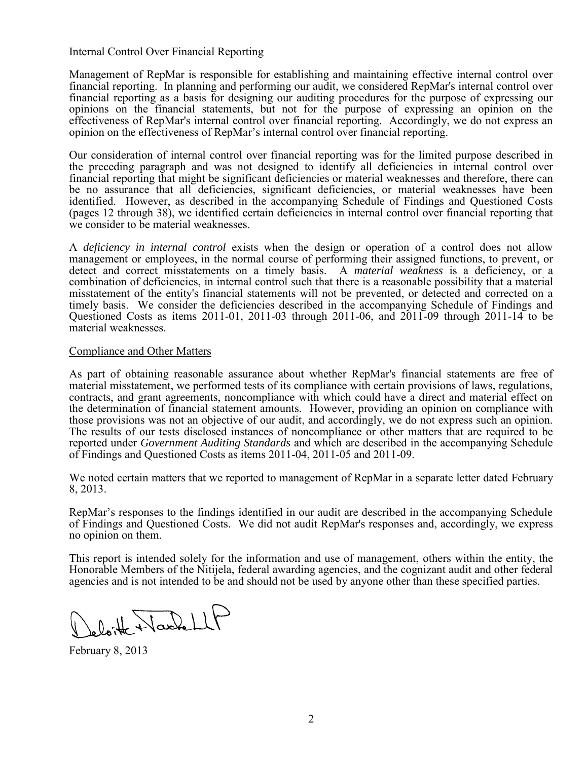Internal Control Over Financial Reporting

Management of RepMar is responsible for establishing and maintaining effective internal control over financial reporting. In planning and performing our audit, we considered RepMar's internal control over financial reporting as a basis for designing our auditing procedures for the purpose of expressing our opinions on the financial statements, but not for the purpose of expressing an opinion on the effectiveness of RepMar's internal control over financial reporting. Accordingly, we do not express an opinion on the effectiveness of RepMar's internal control over financial reporting.

Our consideration of internal control over financial reporting was for the limited purpose described in the preceding paragraph and was not designed to identify all deficiencies in internal control over financial reporting that might be significant deficiencies or material weaknesses and therefore, there can be no assurance that all deficiencies, significant deficiencies, or material weaknesses have been identified. However, as described in the accompanying Schedule of Findings and Questioned Costs (pages 12 through 38), we identified certain deficiencies in internal control over financial reporting that we consider to be material weaknesses.

A *deficiency in internal control* exists when the design or operation of a control does not allow management or employees, in the normal course of performing their assigned functions, to prevent, or detect and correct misstatements on a timely basis. A *material weakness* is a deficiency, or a combination of deficiencies, in internal control such that there is a reasonable possibility that a material misstatement of the entity's financial statements will not be prevented, or detected and corrected on a timely basis. We consider the deficiencies described in the accompanying Schedule of Findings and Questioned Costs as items 2011-01, 2011-03 through 2011-06, and 2011-09 through 2011-14 to be material weaknesses.

Compliance and Other Matters

As part of obtaining reasonable assurance about whether RepMar's financial statements are free of material misstatement, we performed tests of its compliance with certain provisions of laws, regulations, contracts, and grant agreements, noncompliance with which could have a direct and material effect on the determination of financial statement amounts. However, providing an opinion on compliance with those provisions was not an objective of our audit, and accordingly, we do not express such an opinion. The results of our tests disclosed instances of noncompliance or other matters that are required to be reported under *Government Auditing Standards* and which are described in the accompanying Schedule of Findings and Questioned Costs as items 2011-04, 2011-05 and 2011-09.

We noted certain matters that we reported to management of RepMar in a separate letter dated February 8, 2013.

RepMar's responses to the findings identified in our audit are described in the accompanying Schedule of Findings and Questioned Costs. We did not audit RepMar's responses and, accordingly, we express no opinion on them.

This report is intended solely for the information and use of management, others within the entity, the Honorable Members of the Nitijela, federal awarding agencies, and the cognizant audit and other federal agencies and is not intended to be and should not be used by anyone other than these specified parties.

Deloitte & Touche LLP

February 8, 2013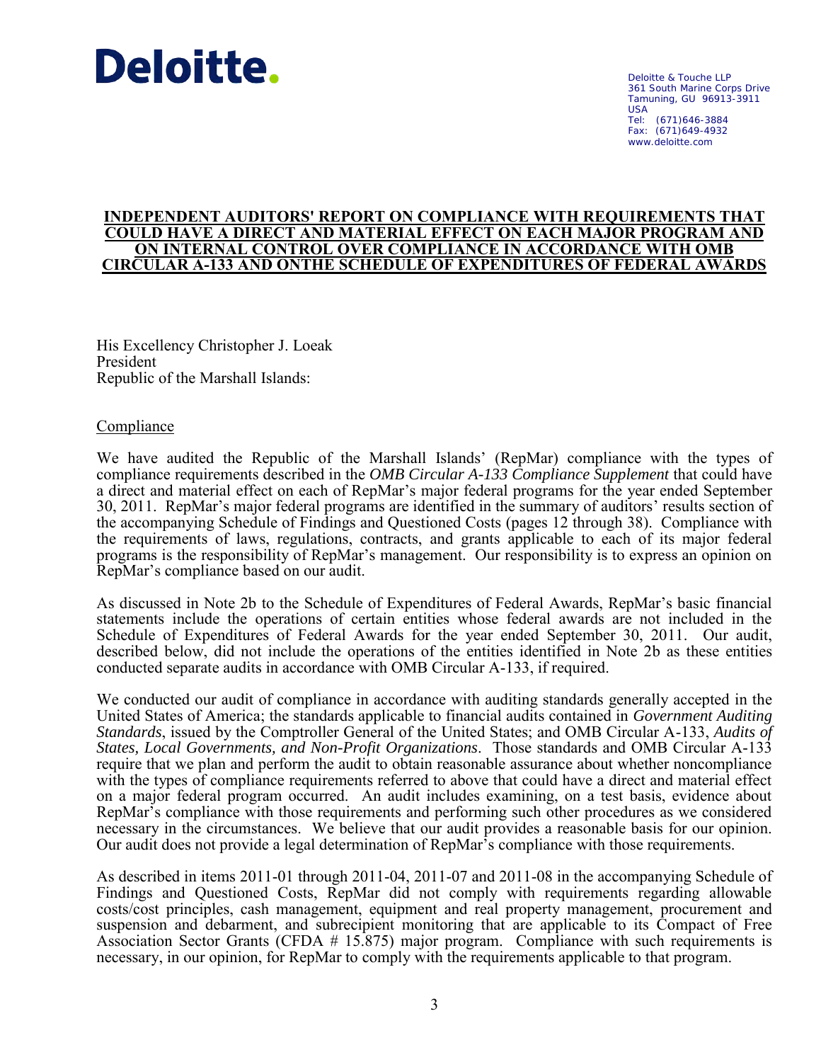**Deloitte.**

Deloitte & Touche LLP
361 South Marine Corps Drive
Tamuning, GU 96913-3911
USA
Tel: (671)646-3884
Fax: (671)649-4932
www.deloitte.com

# INDEPENDENT AUDITORS' REPORT ON COMPLIANCE WITH REQUIREMENTS THAT COULD HAVE A DIRECT AND MATERIAL EFFECT ON EACH MAJOR PROGRAM AND ON INTERNAL CONTROL OVER COMPLIANCE IN ACCORDANCE WITH OMB CIRCULAR A-133 AND ONTHE SCHEDULE OF EXPENDITURES OF FEDERAL AWARDS

His Excellency Christopher J. Loeak
President
Republic of the Marshall Islands:

## Compliance

We have audited the Republic of the Marshall Islands' (RepMar) compliance with the types of compliance requirements described in the *OMB Circular A-133 Compliance Supplement* that could have a direct and material effect on each of RepMar's major federal programs for the year ended September 30, 2011. RepMar's major federal programs are identified in the summary of auditors' results section of the accompanying Schedule of Findings and Questioned Costs (pages 12 through 38). Compliance with the requirements of laws, regulations, contracts, and grants applicable to each of its major federal programs is the responsibility of RepMar's management. Our responsibility is to express an opinion on RepMar's compliance based on our audit.

As discussed in Note 2b to the Schedule of Expenditures of Federal Awards, RepMar's basic financial statements include the operations of certain entities whose federal awards are not included in the Schedule of Expenditures of Federal Awards for the year ended September 30, 2011. Our audit, described below, did not include the operations of the entities identified in Note 2b as these entities conducted separate audits in accordance with OMB Circular A-133, if required.

We conducted our audit of compliance in accordance with auditing standards generally accepted in the United States of America; the standards applicable to financial audits contained in *Government Auditing Standards*, issued by the Comptroller General of the United States; and OMB Circular A-133, *Audits of States, Local Governments, and Non-Profit Organizations*. Those standards and OMB Circular A-133 require that we plan and perform the audit to obtain reasonable assurance about whether noncompliance with the types of compliance requirements referred to above that could have a direct and material effect on a major federal program occurred. An audit includes examining, on a test basis, evidence about RepMar's compliance with those requirements and performing such other procedures as we considered necessary in the circumstances. We believe that our audit provides a reasonable basis for our opinion. Our audit does not provide a legal determination of RepMar's compliance with those requirements.

As described in items 2011-01 through 2011-04, 2011-07 and 2011-08 in the accompanying Schedule of Findings and Questioned Costs, RepMar did not comply with requirements regarding allowable costs/cost principles, cash management, equipment and real property management, procurement and suspension and debarment, and subrecipient monitoring that are applicable to its Compact of Free Association Sector Grants (CFDA # 15.875) major program. Compliance with such requirements is necessary, in our opinion, for RepMar to comply with the requirements applicable to that program.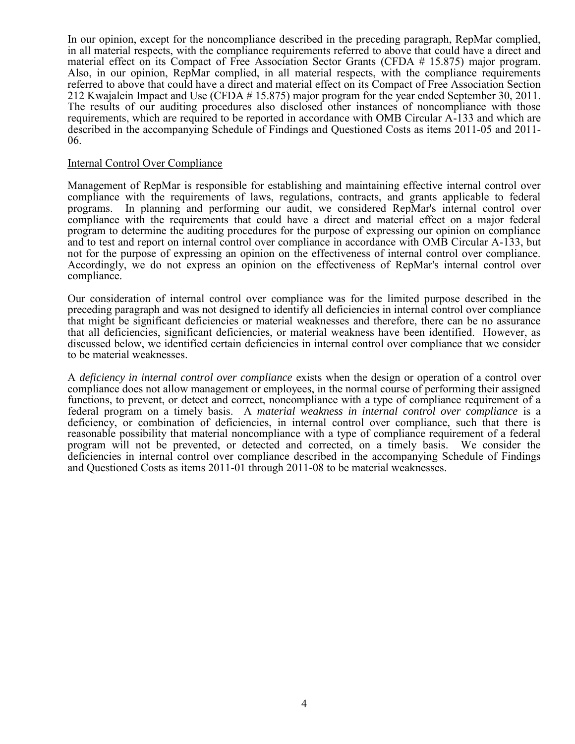In our opinion, except for the noncompliance described in the preceding paragraph, RepMar complied, in all material respects, with the compliance requirements referred to above that could have a direct and material effect on its Compact of Free Association Sector Grants (CFDA # 15.875) major program. Also, in our opinion, RepMar complied, in all material respects, with the compliance requirements referred to above that could have a direct and material effect on its Compact of Free Association Section 212 Kwajalein Impact and Use (CFDA # 15.875) major program for the year ended September 30, 2011. The results of our auditing procedures also disclosed other instances of noncompliance with those requirements, which are required to be reported in accordance with OMB Circular A-133 and which are described in the accompanying Schedule of Findings and Questioned Costs as items 2011-05 and 2011-06.

Internal Control Over Compliance

Management of RepMar is responsible for establishing and maintaining effective internal control over compliance with the requirements of laws, regulations, contracts, and grants applicable to federal programs. In planning and performing our audit, we considered RepMar's internal control over compliance with the requirements that could have a direct and material effect on a major federal program to determine the auditing procedures for the purpose of expressing our opinion on compliance and to test and report on internal control over compliance in accordance with OMB Circular A-133, but not for the purpose of expressing an opinion on the effectiveness of internal control over compliance. Accordingly, we do not express an opinion on the effectiveness of RepMar's internal control over compliance.

Our consideration of internal control over compliance was for the limited purpose described in the preceding paragraph and was not designed to identify all deficiencies in internal control over compliance that might be significant deficiencies or material weaknesses and therefore, there can be no assurance that all deficiencies, significant deficiencies, or material weakness have been identified. However, as discussed below, we identified certain deficiencies in internal control over compliance that we consider to be material weaknesses.

A *deficiency in internal control over compliance* exists when the design or operation of a control over compliance does not allow management or employees, in the normal course of performing their assigned functions, to prevent, or detect and correct, noncompliance with a type of compliance requirement of a federal program on a timely basis. A *material weakness in internal control over compliance* is a deficiency, or combination of deficiencies, in internal control over compliance, such that there is reasonable possibility that material noncompliance with a type of compliance requirement of a federal program will not be prevented, or detected and corrected, on a timely basis. We consider the deficiencies in internal control over compliance described in the accompanying Schedule of Findings and Questioned Costs as items 2011-01 through 2011-08 to be material weaknesses.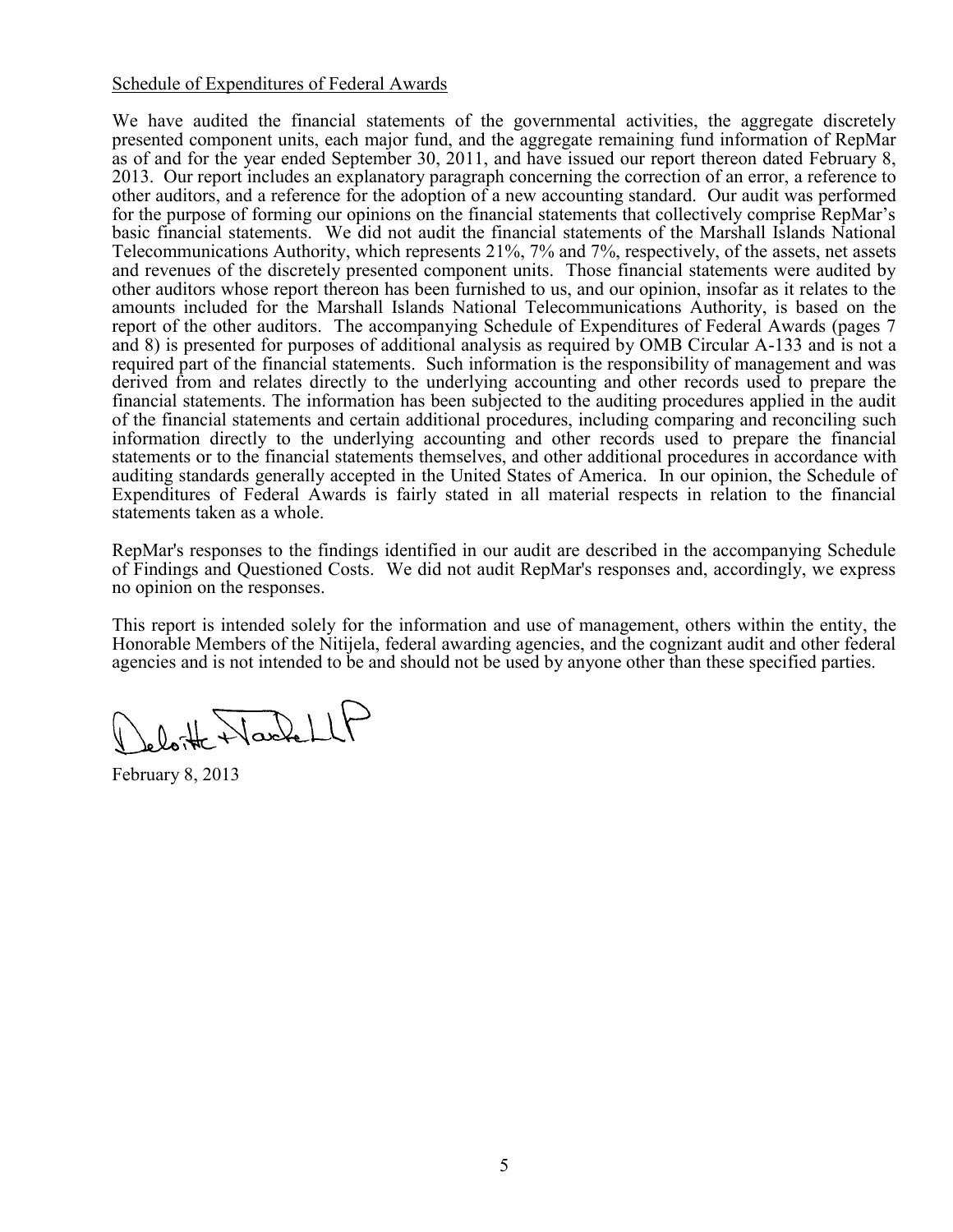Schedule of Expenditures of Federal Awards

We have audited the financial statements of the governmental activities, the aggregate discretely presented component units, each major fund, and the aggregate remaining fund information of RepMar as of and for the year ended September 30, 2011, and have issued our report thereon dated February 8, 2013. Our report includes an explanatory paragraph concerning the correction of an error, a reference to other auditors, and a reference for the adoption of a new accounting standard. Our audit was performed for the purpose of forming our opinions on the financial statements that collectively comprise RepMar's basic financial statements. We did not audit the financial statements of the Marshall Islands National Telecommunications Authority, which represents 21%, 7% and 7%, respectively, of the assets, net assets and revenues of the discretely presented component units. Those financial statements were audited by other auditors whose report thereon has been furnished to us, and our opinion, insofar as it relates to the amounts included for the Marshall Islands National Telecommunications Authority, is based on the report of the other auditors. The accompanying Schedule of Expenditures of Federal Awards (pages 7 and 8) is presented for purposes of additional analysis as required by OMB Circular A-133 and is not a required part of the financial statements. Such information is the responsibility of management and was derived from and relates directly to the underlying accounting and other records used to prepare the financial statements. The information has been subjected to the auditing procedures applied in the audit of the financial statements and certain additional procedures, including comparing and reconciling such information directly to the underlying accounting and other records used to prepare the financial statements or to the financial statements themselves, and other additional procedures in accordance with auditing standards generally accepted in the United States of America. In our opinion, the Schedule of Expenditures of Federal Awards is fairly stated in all material respects in relation to the financial statements taken as a whole.

RepMar's responses to the findings identified in our audit are described in the accompanying Schedule of Findings and Questioned Costs. We did not audit RepMar's responses and, accordingly, we express no opinion on the responses.

This report is intended solely for the information and use of management, others within the entity, the Honorable Members of the Nitijela, federal awarding agencies, and the cognizant audit and other federal agencies and is not intended to be and should not be used by anyone other than these specified parties.

Deloitte + Touche LLP

February 8, 2013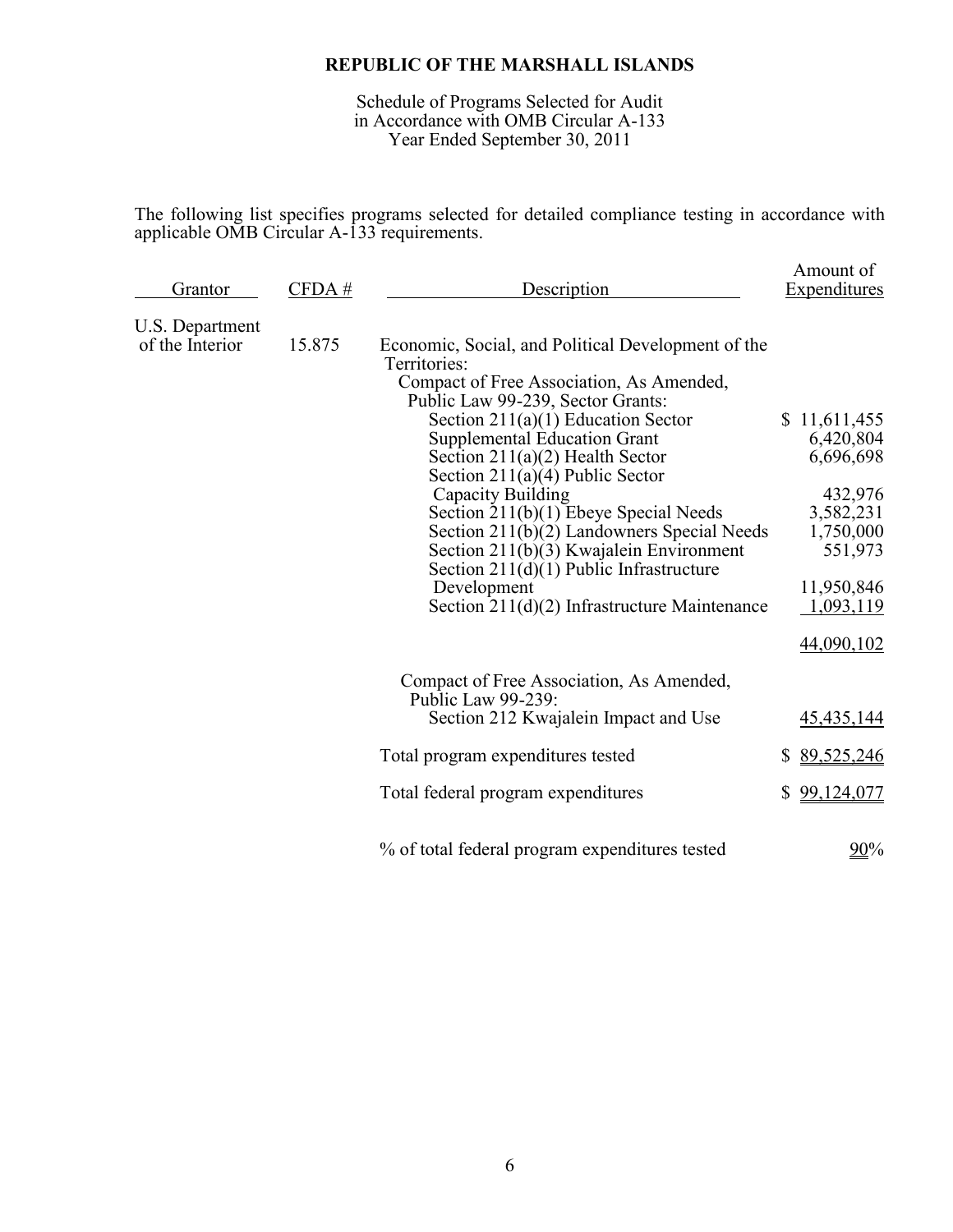# REPUBLIC OF THE MARSHALL ISLANDS

Schedule of Programs Selected for Audit
in Accordance with OMB Circular A-133
Year Ended September 30, 2011

The following list specifies programs selected for detailed compliance testing in accordance with applicable OMB Circular A-133 requirements.

| Grantor | CFDA # | Description | Amount of Expenditures |
|---|---|---|---|
| U.S. Department of the Interior | 15.875 | Economic, Social, and Political Development of the Territories: | |
| | | Compact of Free Association, As Amended, Public Law 99-239, Sector Grants: | |
| | | Section 211(a)(1) Education Sector | $ 11,611,455 |
| | | Supplemental Education Grant | 6,420,804 |
| | | Section 211(a)(2) Health Sector | 6,696,698 |
| | | Section 211(a)(4) Public Sector Capacity Building | 432,976 |
| | | Section 211(b)(1) Ebeye Special Needs | 3,582,231 |
| | | Section 211(b)(2) Landowners Special Needs | 1,750,000 |
| | | Section 211(b)(3) Kwajalein Environment | 551,973 |
| | | Section 211(d)(1) Public Infrastructure Development | 11,950,846 |
| | | Section 211(d)(2) Infrastructure Maintenance | 1,093,119 |
| | | | 44,090,102 |
| | | Compact of Free Association, As Amended, Public Law 99-239: | |
| | | Section 212 Kwajalein Impact and Use | 45,435,144 |
| | | Total program expenditures tested | $ 89,525,246 |
| | | Total federal program expenditures | $ 99,124,077 |
| | | % of total federal program expenditures tested | 90% |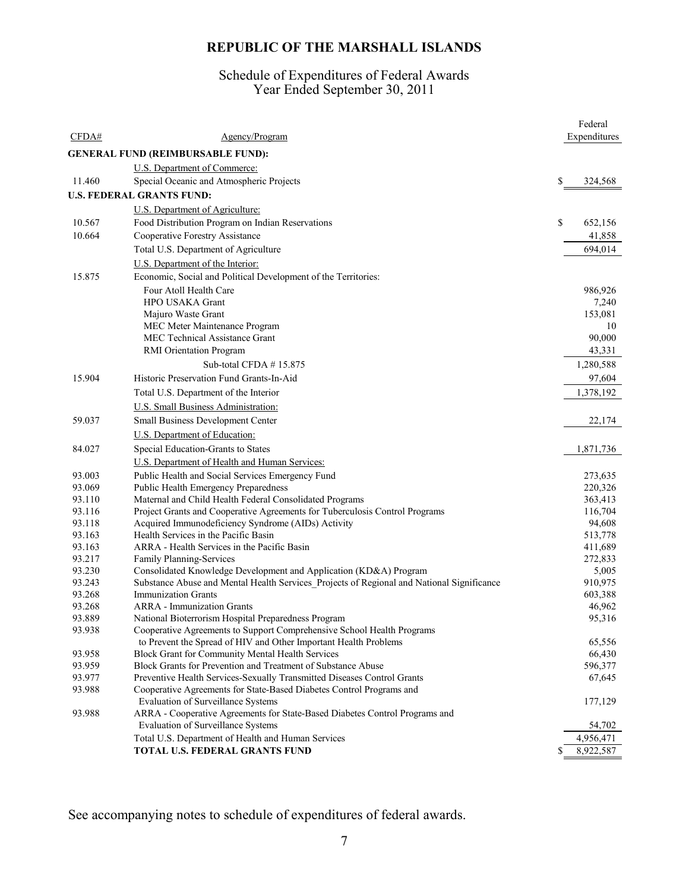# REPUBLIC OF THE MARSHALL ISLANDS

## Schedule of Expenditures of Federal Awards
## Year Ended September 30, 2011

| CFDA# | Agency/Program | Federal Expenditures |
|---|---|---|
| | **GENERAL FUND (REIMBURSABLE FUND):** | |
| | U.S. Department of Commerce: | |
| 11.460 | Special Oceanic and Atmospheric Projects | $ 324,568 |
| | **U.S. FEDERAL GRANTS FUND:** | |
| | U.S. Department of Agriculture: | |
| 10.567 | Food Distribution Program on Indian Reservations | $ 652,156 |
| 10.664 | Cooperative Forestry Assistance | 41,858 |
| | Total U.S. Department of Agriculture | 694,014 |
| | U.S. Department of the Interior: | |
| 15.875 | Economic, Social and Political Development of the Territories: | |
| | Four Atoll Health Care | 986,926 |
| | HPO USAKA Grant | 7,240 |
| | Majuro Waste Grant | 153,081 |
| | MEC Meter Maintenance Program | 10 |
| | MEC Technical Assistance Grant | 90,000 |
| | RMI Orientation Program | 43,331 |
| | Sub-total CFDA # 15.875 | 1,280,588 |
| 15.904 | Historic Preservation Fund Grants-In-Aid | 97,604 |
| | Total U.S. Department of the Interior | 1,378,192 |
| | U.S. Small Business Administration: | |
| 59.037 | Small Business Development Center | 22,174 |
| | U.S. Department of Education: | |
| 84.027 | Special Education-Grants to States | 1,871,736 |
| | U.S. Department of Health and Human Services: | |
| 93.003 | Public Health and Social Services Emergency Fund | 273,635 |
| 93.069 | Public Health Emergency Preparedness | 220,326 |
| 93.110 | Maternal and Child Health Federal Consolidated Programs | 363,413 |
| 93.116 | Project Grants and Cooperative Agreements for Tuberculosis Control Programs | 116,704 |
| 93.118 | Acquired Immunodeficiency Syndrome (AIDs) Activity | 94,608 |
| 93.163 | Health Services in the Pacific Basin | 513,778 |
| 93.163 | ARRA - Health Services in the Pacific Basin | 411,689 |
| 93.217 | Family Planning-Services | 272,833 |
| 93.230 | Consolidated Knowledge Development and Application (KD&A) Program | 5,005 |
| 93.243 | Substance Abuse and Mental Health Services_Projects of Regional and National Significance | 910,975 |
| 93.268 | Immunization Grants | 603,388 |
| 93.268 | ARRA - Immunization Grants | 46,962 |
| 93.889 | National Bioterrorism Hospital Preparedness Program | 95,316 |
| 93.938 | Cooperative Agreements to Support Comprehensive School Health Programs to Prevent the Spread of HIV and Other Important Health Problems | 65,556 |
| 93.958 | Block Grant for Community Mental Health Services | 66,430 |
| 93.959 | Block Grants for Prevention and Treatment of Substance Abuse | 596,377 |
| 93.977 | Preventive Health Services-Sexually Transmitted Diseases Control Grants | 67,645 |
| 93.988 | Cooperative Agreements for State-Based Diabetes Control Programs and Evaluation of Surveillance Systems | 177,129 |
| 93.988 | ARRA - Cooperative Agreements for State-Based Diabetes Control Programs and Evaluation of Surveillance Systems | 54,702 |
| | Total U.S. Department of Health and Human Services | 4,956,471 |
| | **TOTAL U.S. FEDERAL GRANTS FUND** | $ 8,922,587 |

See accompanying notes to schedule of expenditures of federal awards.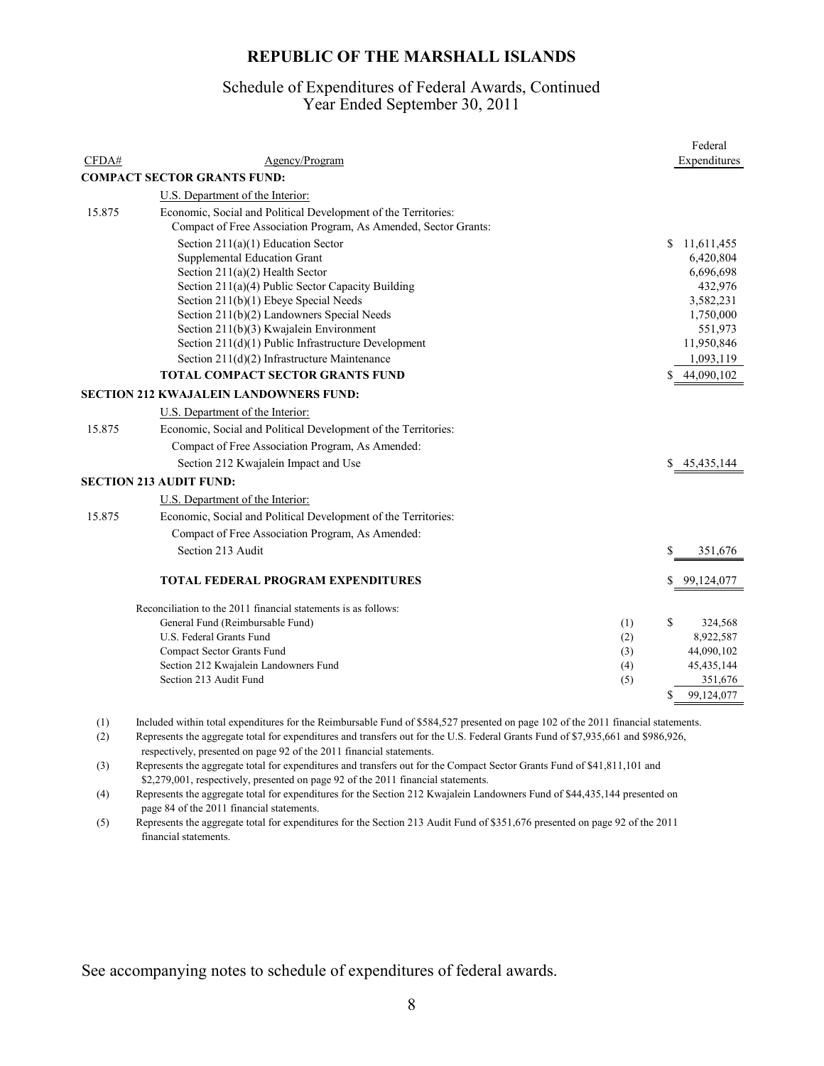# REPUBLIC OF THE MARSHALL ISLANDS

## Schedule of Expenditures of Federal Awards, Continued
## Year Ended September 30, 2011

| CFDA# | Agency/Program | | Federal Expenditures |
|---|---|---|---|
| | **COMPACT SECTOR GRANTS FUND:** | | |
| | U.S. Department of the Interior: | | |
| 15.875 | Economic, Social and Political Development of the Territories: Compact of Free Association Program, As Amended, Sector Grants: | | |
| | Section 211(a)(1) Education Sector | | $ 11,611,455 |
| | Supplemental Education Grant | | 6,420,804 |
| | Section 211(a)(2) Health Sector | | 6,696,698 |
| | Section 211(a)(4) Public Sector Capacity Building | | 432,976 |
| | Section 211(b)(1) Ebeye Special Needs | | 3,582,231 |
| | Section 211(b)(2) Landowners Special Needs | | 1,750,000 |
| | Section 211(b)(3) Kwajalein Environment | | 551,973 |
| | Section 211(d)(1) Public Infrastructure Development | | 11,950,846 |
| | Section 211(d)(2) Infrastructure Maintenance | | 1,093,119 |
| | **TOTAL COMPACT SECTOR GRANTS FUND** | | $ 44,090,102 |
| | **SECTION 212 KWAJALEIN LANDOWNERS FUND:** | | |
| | U.S. Department of the Interior: | | |
| 15.875 | Economic, Social and Political Development of the Territories: | | |
| | Compact of Free Association Program, As Amended: | | |
| | Section 212 Kwajalein Impact and Use | | $ 45,435,144 |
| | **SECTION 213 AUDIT FUND:** | | |
| | U.S. Department of the Interior: | | |
| 15.875 | Economic, Social and Political Development of the Territories: | | |
| | Compact of Free Association Program, As Amended: | | |
| | Section 213 Audit | | $ 351,676 |
| | **TOTAL FEDERAL PROGRAM EXPENDITURES** | | $ 99,124,077 |
| | Reconciliation to the 2011 financial statements is as follows: | | |
| | General Fund (Reimbursable Fund) | (1) | $ 324,568 |
| | U.S. Federal Grants Fund | (2) | 8,922,587 |
| | Compact Sector Grants Fund | (3) | 44,090,102 |
| | Section 212 Kwajalein Landowners Fund | (4) | 45,435,144 |
| | Section 213 Audit Fund | (5) | 351,676 |
| | | | $ 99,124,077 |

(1) Included within total expenditures for the Reimbursable Fund of $584,527 presented on page 102 of the 2011 financial statements.

(2) Represents the aggregate total for expenditures and transfers out for the U.S. Federal Grants Fund of $7,935,661 and $986,926, respectively, presented on page 92 of the 2011 financial statements.

(3) Represents the aggregate total for expenditures and transfers out for the Compact Sector Grants Fund of $41,811,101 and $2,279,001, respectively, presented on page 92 of the 2011 financial statements.

(4) Represents the aggregate total for expenditures for the Section 212 Kwajalein Landowners Fund of $44,435,144 presented on page 84 of the 2011 financial statements.

(5) Represents the aggregate total for expenditures for the Section 213 Audit Fund of $351,676 presented on page 92 of the 2011 financial statements.

See accompanying notes to schedule of expenditures of federal awards.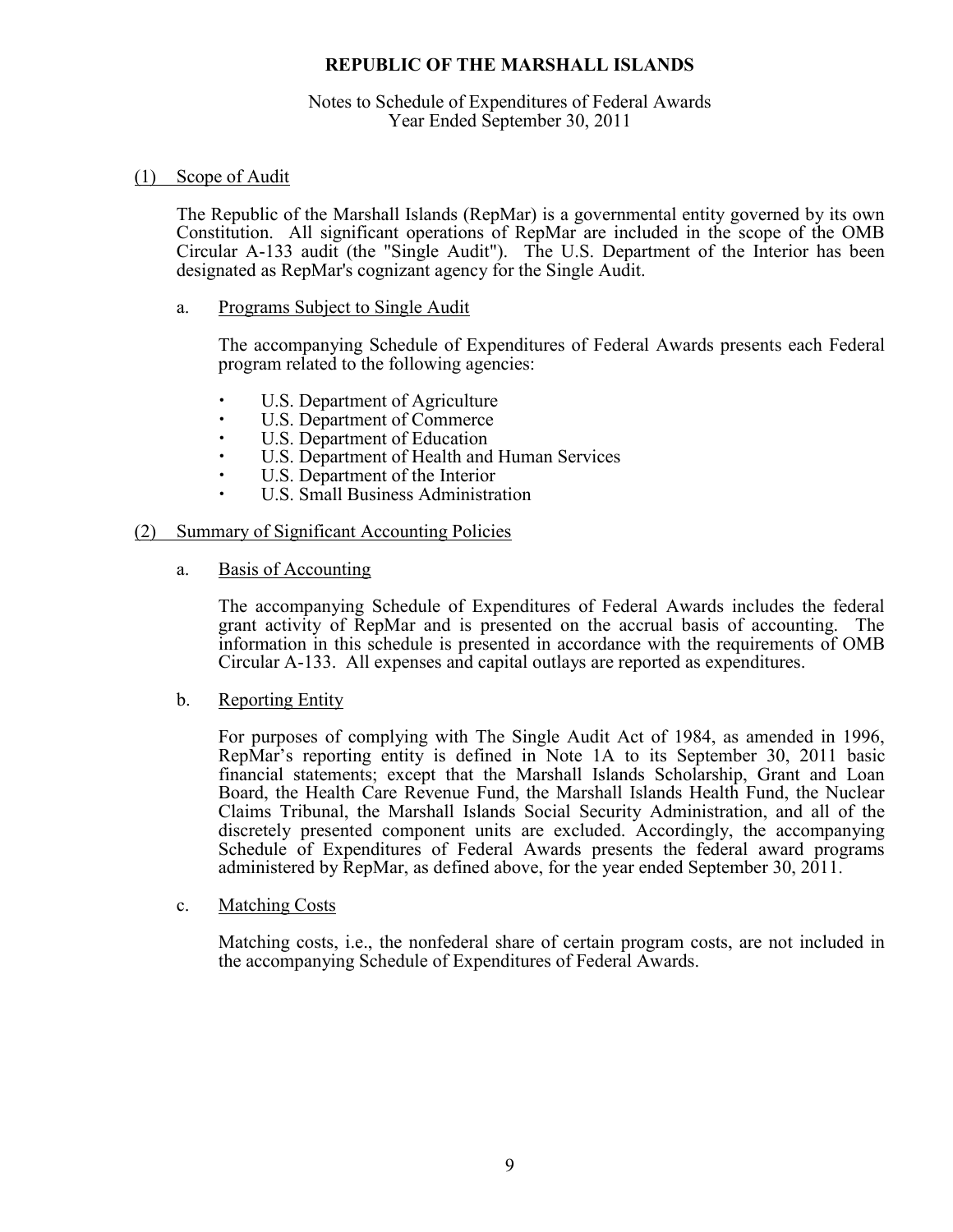# REPUBLIC OF THE MARSHALL ISLANDS

Notes to Schedule of Expenditures of Federal Awards
Year Ended September 30, 2011

## (1) Scope of Audit

The Republic of the Marshall Islands (RepMar) is a governmental entity governed by its own Constitution. All significant operations of RepMar are included in the scope of the OMB Circular A-133 audit (the "Single Audit"). The U.S. Department of the Interior has been designated as RepMar's cognizant agency for the Single Audit.

### a. Programs Subject to Single Audit

The accompanying Schedule of Expenditures of Federal Awards presents each Federal program related to the following agencies:

- U.S. Department of Agriculture
- U.S. Department of Commerce
- U.S. Department of Education
- U.S. Department of Health and Human Services
- U.S. Department of the Interior
- U.S. Small Business Administration

## (2) Summary of Significant Accounting Policies

### a. Basis of Accounting

The accompanying Schedule of Expenditures of Federal Awards includes the federal grant activity of RepMar and is presented on the accrual basis of accounting. The information in this schedule is presented in accordance with the requirements of OMB Circular A-133. All expenses and capital outlays are reported as expenditures.

### b. Reporting Entity

For purposes of complying with The Single Audit Act of 1984, as amended in 1996, RepMar's reporting entity is defined in Note 1A to its September 30, 2011 basic financial statements; except that the Marshall Islands Scholarship, Grant and Loan Board, the Health Care Revenue Fund, the Marshall Islands Health Fund, the Nuclear Claims Tribunal, the Marshall Islands Social Security Administration, and all of the discretely presented component units are excluded. Accordingly, the accompanying Schedule of Expenditures of Federal Awards presents the federal award programs administered by RepMar, as defined above, for the year ended September 30, 2011.

### c. Matching Costs

Matching costs, i.e., the nonfederal share of certain program costs, are not included in the accompanying Schedule of Expenditures of Federal Awards.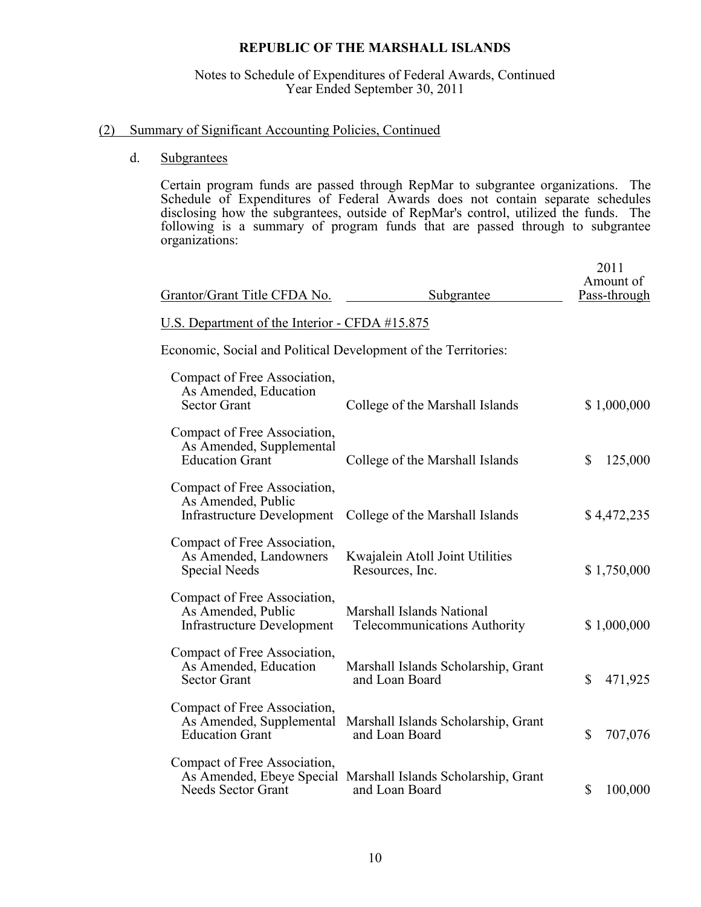# REPUBLIC OF THE MARSHALL ISLANDS

Notes to Schedule of Expenditures of Federal Awards, Continued
Year Ended September 30, 2011

## (2) Summary of Significant Accounting Policies, Continued

### d. Subgrantees

Certain program funds are passed through RepMar to subgrantee organizations. The Schedule of Expenditures of Federal Awards does not contain separate schedules disclosing how the subgrantees, outside of RepMar's control, utilized the funds. The following is a summary of program funds that are passed through to subgrantee organizations:

| Grantor/Grant Title CFDA No. | Subgrantee | 2011 Amount of Pass-through |
|---|---|---|
| U.S. Department of the Interior - CFDA #15.875 | | |
| Economic, Social and Political Development of the Territories: | | |
| Compact of Free Association, As Amended, Education Sector Grant | College of the Marshall Islands | $ 1,000,000 |
| Compact of Free Association, As Amended, Supplemental Education Grant | College of the Marshall Islands | $ 125,000 |
| Compact of Free Association, As Amended, Public Infrastructure Development | College of the Marshall Islands | $ 4,472,235 |
| Compact of Free Association, As Amended, Landowners Special Needs | Kwajalein Atoll Joint Utilities Resources, Inc. | $ 1,750,000 |
| Compact of Free Association, As Amended, Public Infrastructure Development | Marshall Islands National Telecommunications Authority | $ 1,000,000 |
| Compact of Free Association, As Amended, Education Sector Grant | Marshall Islands Scholarship, Grant and Loan Board | $ 471,925 |
| Compact of Free Association, As Amended, Supplemental Education Grant | Marshall Islands Scholarship, Grant and Loan Board | $ 707,076 |
| Compact of Free Association, As Amended, Ebeye Special Needs Sector Grant | Marshall Islands Scholarship, Grant and Loan Board | $ 100,000 |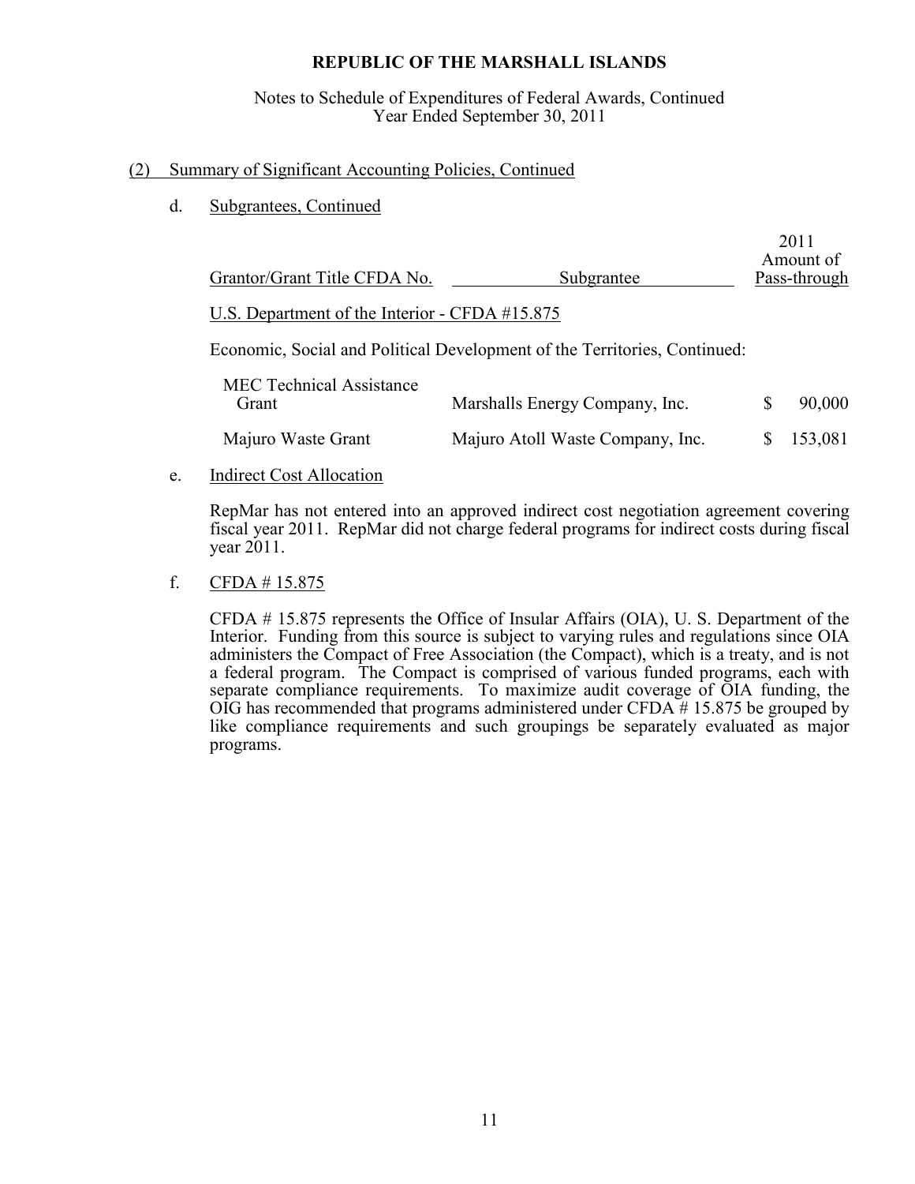# REPUBLIC OF THE MARSHALL ISLANDS

Notes to Schedule of Expenditures of Federal Awards, Continued
Year Ended September 30, 2011

## (2) Summary of Significant Accounting Policies, Continued

### d. Subgrantees, Continued

| Grantor/Grant Title CFDA No. | Subgrantee | 2011 Amount of Pass-through |
|---|---|---|
| U.S. Department of the Interior - CFDA #15.875 | | |
| Economic, Social and Political Development of the Territories, Continued: | | |
| MEC Technical Assistance Grant | Marshalls Energy Company, Inc. | $ 90,000 |
| Majuro Waste Grant | Majuro Atoll Waste Company, Inc. | $ 153,081 |

### e. Indirect Cost Allocation

RepMar has not entered into an approved indirect cost negotiation agreement covering fiscal year 2011. RepMar did not charge federal programs for indirect costs during fiscal year 2011.

### f. CFDA # 15.875

CFDA # 15.875 represents the Office of Insular Affairs (OIA), U. S. Department of the Interior. Funding from this source is subject to varying rules and regulations since OIA administers the Compact of Free Association (the Compact), which is a treaty, and is not a federal program. The Compact is comprised of various funded programs, each with separate compliance requirements. To maximize audit coverage of OIA funding, the OIG has recommended that programs administered under CFDA # 15.875 be grouped by like compliance requirements and such groupings be separately evaluated as major programs.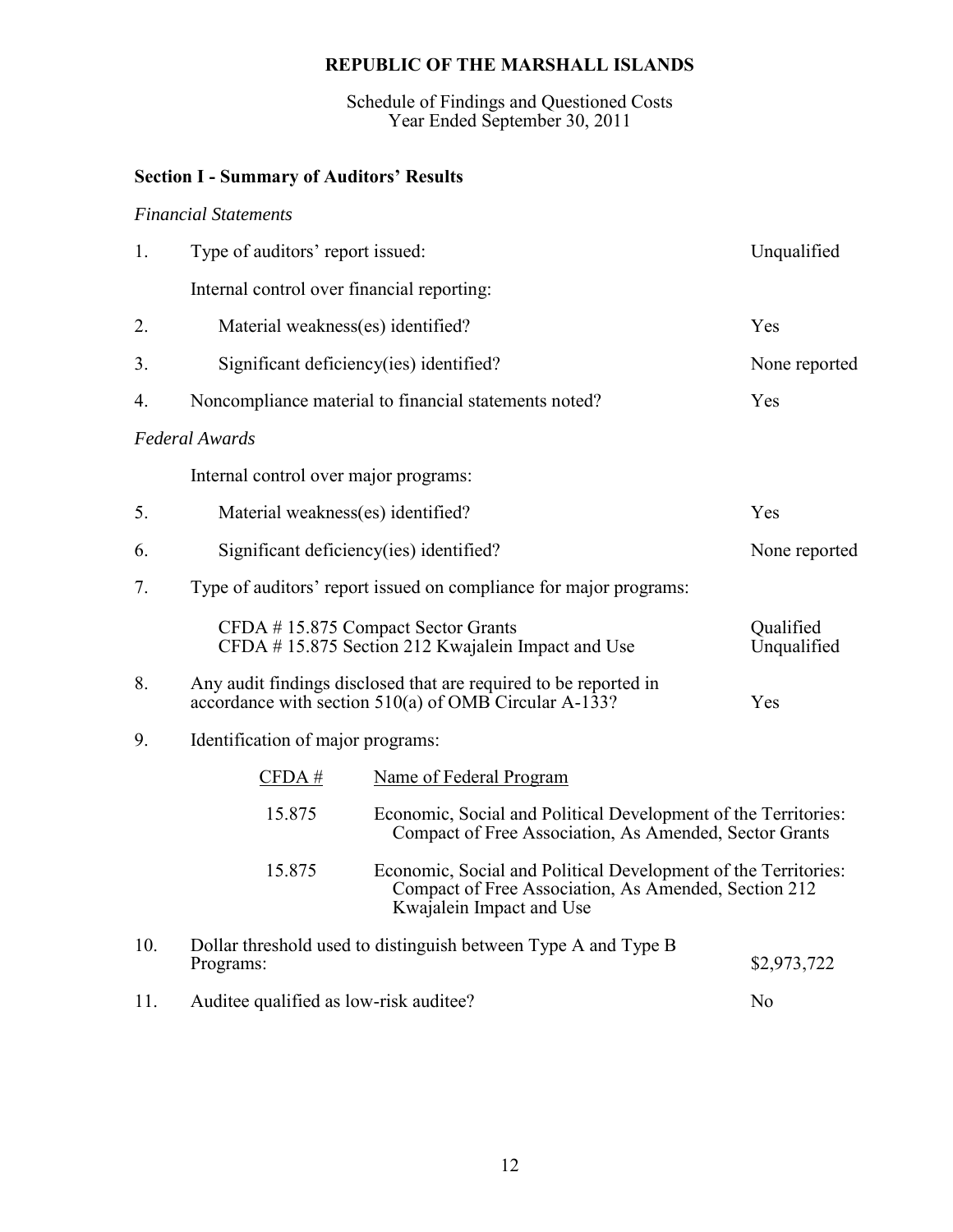# REPUBLIC OF THE MARSHALL ISLANDS

Schedule of Findings and Questioned Costs
Year Ended September 30, 2011

## Section I - Summary of Auditors' Results

*Financial Statements*

| | | |
|---|---|---|
| 1. | Type of auditors' report issued: | Unqualified |
| | Internal control over financial reporting: | |
| 2. | Material weakness(es) identified? | Yes |
| 3. | Significant deficiency(ies) identified? | None reported |
| 4. | Noncompliance material to financial statements noted? | Yes |

*Federal Awards*

| | | |
|---|---|---|
| | Internal control over major programs: | |
| 5. | Material weakness(es) identified? | Yes |
| 6. | Significant deficiency(ies) identified? | None reported |
| 7. | Type of auditors' report issued on compliance for major programs: | |
| | CFDA # 15.875 Compact Sector Grants | Qualified |
| | CFDA # 15.875 Section 212 Kwajalein Impact and Use | Unqualified |
| 8. | Any audit findings disclosed that are required to be reported in accordance with section 510(a) of OMB Circular A-133? | Yes |
| 9. | Identification of major programs: | |

| CFDA # | Name of Federal Program |
|---|---|
| 15.875 | Economic, Social and Political Development of the Territories: Compact of Free Association, As Amended, Sector Grants |
| 15.875 | Economic, Social and Political Development of the Territories: Compact of Free Association, As Amended, Section 212 Kwajalein Impact and Use |

| | | |
|---|---|---|
| 10. | Dollar threshold used to distinguish between Type A and Type B Programs: | $2,973,722 |
| 11. | Auditee qualified as low-risk auditee? | No |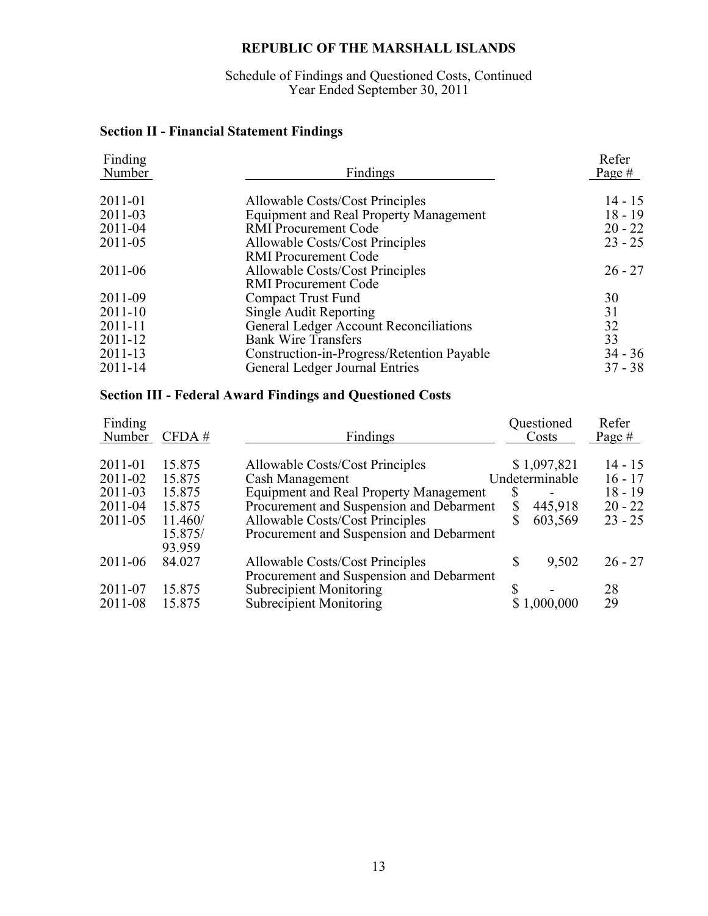**REPUBLIC OF THE MARSHALL ISLANDS**

Schedule of Findings and Questioned Costs, Continued
Year Ended September 30, 2011

## Section II - Financial Statement Findings

| Finding Number | Findings | Refer Page # |
|---|---|---|
| 2011-01 | Allowable Costs/Cost Principles | 14 - 15 |
| 2011-03 | Equipment and Real Property Management | 18 - 19 |
| 2011-04 | RMI Procurement Code | 20 - 22 |
| 2011-05 | Allowable Costs/Cost Principles<br>RMI Procurement Code | 23 - 25 |
| 2011-06 | Allowable Costs/Cost Principles<br>RMI Procurement Code | 26 - 27 |
| 2011-09 | Compact Trust Fund | 30 |
| 2011-10 | Single Audit Reporting | 31 |
| 2011-11 | General Ledger Account Reconciliations | 32 |
| 2011-12 | Bank Wire Transfers | 33 |
| 2011-13 | Construction-in-Progress/Retention Payable | 34 - 36 |
| 2011-14 | General Ledger Journal Entries | 37 - 38 |

## Section III - Federal Award Findings and Questioned Costs

| Finding Number | CFDA # | Findings | Questioned Costs | Refer Page # |
|---|---|---|---|---|
| 2011-01 | 15.875 | Allowable Costs/Cost Principles | $ 1,097,821 | 14 - 15 |
| 2011-02 | 15.875 | Cash Management | Undeterminable | 16 - 17 |
| 2011-03 | 15.875 | Equipment and Real Property Management | $ - | 18 - 19 |
| 2011-04 | 15.875 | Procurement and Suspension and Debarment | $ 445,918 | 20 - 22 |
| 2011-05 | 11.460/<br>15.875/<br>93.959 | Allowable Costs/Cost Principles<br>Procurement and Suspension and Debarment | $ 603,569 | 23 - 25 |
| 2011-06 | 84.027 | Allowable Costs/Cost Principles<br>Procurement and Suspension and Debarment | $ 9,502 | 26 - 27 |
| 2011-07 | 15.875 | Subrecipient Monitoring | $ - | 28 |
| 2011-08 | 15.875 | Subrecipient Monitoring | $ 1,000,000 | 29 |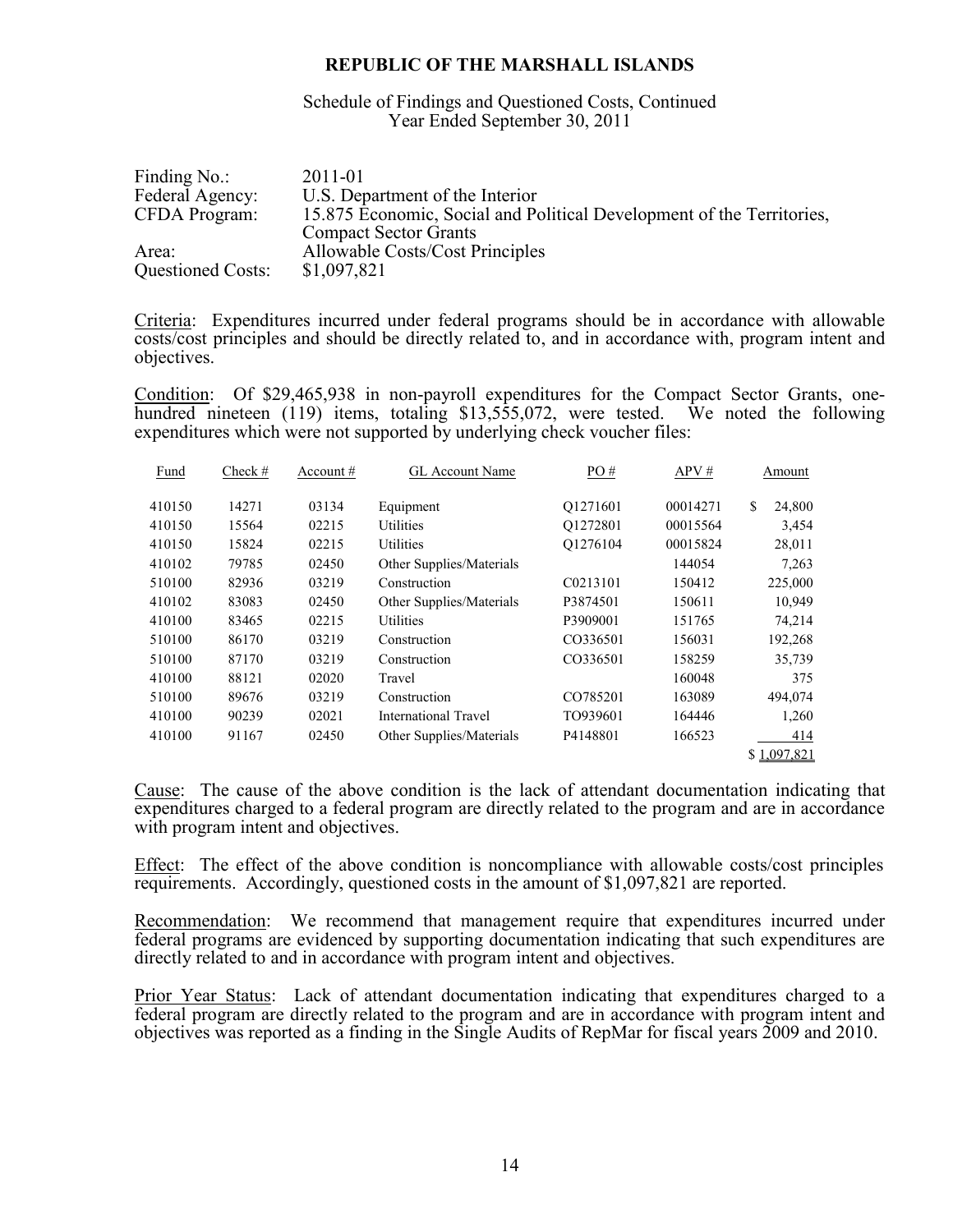# REPUBLIC OF THE MARSHALL ISLANDS

Schedule of Findings and Questioned Costs, Continued
Year Ended September 30, 2011

| | |
|---|---|
| Finding No.: | 2011-01 |
| Federal Agency: | U.S. Department of the Interior |
| CFDA Program: | 15.875 Economic, Social and Political Development of the Territories, Compact Sector Grants |
| Area: | Allowable Costs/Cost Principles |
| Questioned Costs: | $1,097,821 |

Criteria: Expenditures incurred under federal programs should be in accordance with allowable costs/cost principles and should be directly related to, and in accordance with, program intent and objectives.

Condition: Of $29,465,938 in non-payroll expenditures for the Compact Sector Grants, one-hundred nineteen (119) items, totaling $13,555,072, were tested. We noted the following expenditures which were not supported by underlying check voucher files:

| Fund | Check # | Account # | GL Account Name | PO # | APV # | Amount |
|---|---|---|---|---|---|---|
| 410150 | 14271 | 03134 | Equipment | Q1271601 | 00014271 | $ 24,800 |
| 410150 | 15564 | 02215 | Utilities | Q1272801 | 00015564 | 3,454 |
| 410150 | 15824 | 02215 | Utilities | Q1276104 | 00015824 | 28,011 |
| 410102 | 79785 | 02450 | Other Supplies/Materials | | 144054 | 7,263 |
| 510100 | 82936 | 03219 | Construction | C0213101 | 150412 | 225,000 |
| 410102 | 83083 | 02450 | Other Supplies/Materials | P3874501 | 150611 | 10,949 |
| 410100 | 83465 | 02215 | Utilities | P3909001 | 151765 | 74,214 |
| 510100 | 86170 | 03219 | Construction | CO336501 | 156031 | 192,268 |
| 510100 | 87170 | 03219 | Construction | CO336501 | 158259 | 35,739 |
| 410100 | 88121 | 02020 | Travel | | 160048 | 375 |
| 510100 | 89676 | 03219 | Construction | CO785201 | 163089 | 494,074 |
| 410100 | 90239 | 02021 | International Travel | TO939601 | 164446 | 1,260 |
| 410100 | 91167 | 02450 | Other Supplies/Materials | P4148801 | 166523 | 414 |
| | | | | | | $ 1,097,821 |

Cause: The cause of the above condition is the lack of attendant documentation indicating that expenditures charged to a federal program are directly related to the program and are in accordance with program intent and objectives.

Effect: The effect of the above condition is noncompliance with allowable costs/cost principles requirements. Accordingly, questioned costs in the amount of $1,097,821 are reported.

Recommendation: We recommend that management require that expenditures incurred under federal programs are evidenced by supporting documentation indicating that such expenditures are directly related to and in accordance with program intent and objectives.

Prior Year Status: Lack of attendant documentation indicating that expenditures charged to a federal program are directly related to the program and are in accordance with program intent and objectives was reported as a finding in the Single Audits of RepMar for fiscal years 2009 and 2010.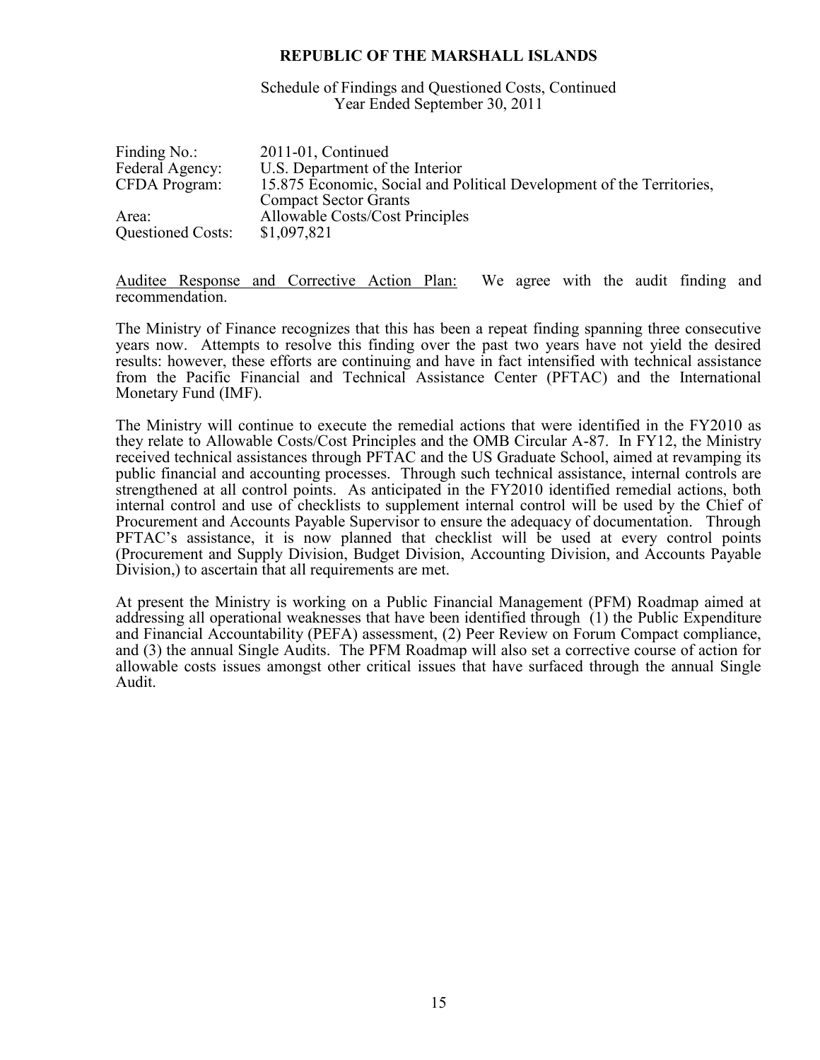**REPUBLIC OF THE MARSHALL ISLANDS**

Schedule of Findings and Questioned Costs, Continued
Year Ended September 30, 2011

| | |
|---|---|
| Finding No.: | 2011-01, Continued |
| Federal Agency: | U.S. Department of the Interior |
| CFDA Program: | 15.875 Economic, Social and Political Development of the Territories, Compact Sector Grants |
| Area: | Allowable Costs/Cost Principles |
| Questioned Costs: | $1,097,821 |

Auditee Response and Corrective Action Plan: We agree with the audit finding and recommendation.

The Ministry of Finance recognizes that this has been a repeat finding spanning three consecutive years now. Attempts to resolve this finding over the past two years have not yield the desired results: however, these efforts are continuing and have in fact intensified with technical assistance from the Pacific Financial and Technical Assistance Center (PFTAC) and the International Monetary Fund (IMF).

The Ministry will continue to execute the remedial actions that were identified in the FY2010 as they relate to Allowable Costs/Cost Principles and the OMB Circular A-87. In FY12, the Ministry received technical assistances through PFTAC and the US Graduate School, aimed at revamping its public financial and accounting processes. Through such technical assistance, internal controls are strengthened at all control points. As anticipated in the FY2010 identified remedial actions, both internal control and use of checklists to supplement internal control will be used by the Chief of Procurement and Accounts Payable Supervisor to ensure the adequacy of documentation. Through PFTAC's assistance, it is now planned that checklist will be used at every control points (Procurement and Supply Division, Budget Division, Accounting Division, and Accounts Payable Division,) to ascertain that all requirements are met.

At present the Ministry is working on a Public Financial Management (PFM) Roadmap aimed at addressing all operational weaknesses that have been identified through (1) the Public Expenditure and Financial Accountability (PEFA) assessment, (2) Peer Review on Forum Compact compliance, and (3) the annual Single Audits. The PFM Roadmap will also set a corrective course of action for allowable costs issues amongst other critical issues that have surfaced through the annual Single Audit.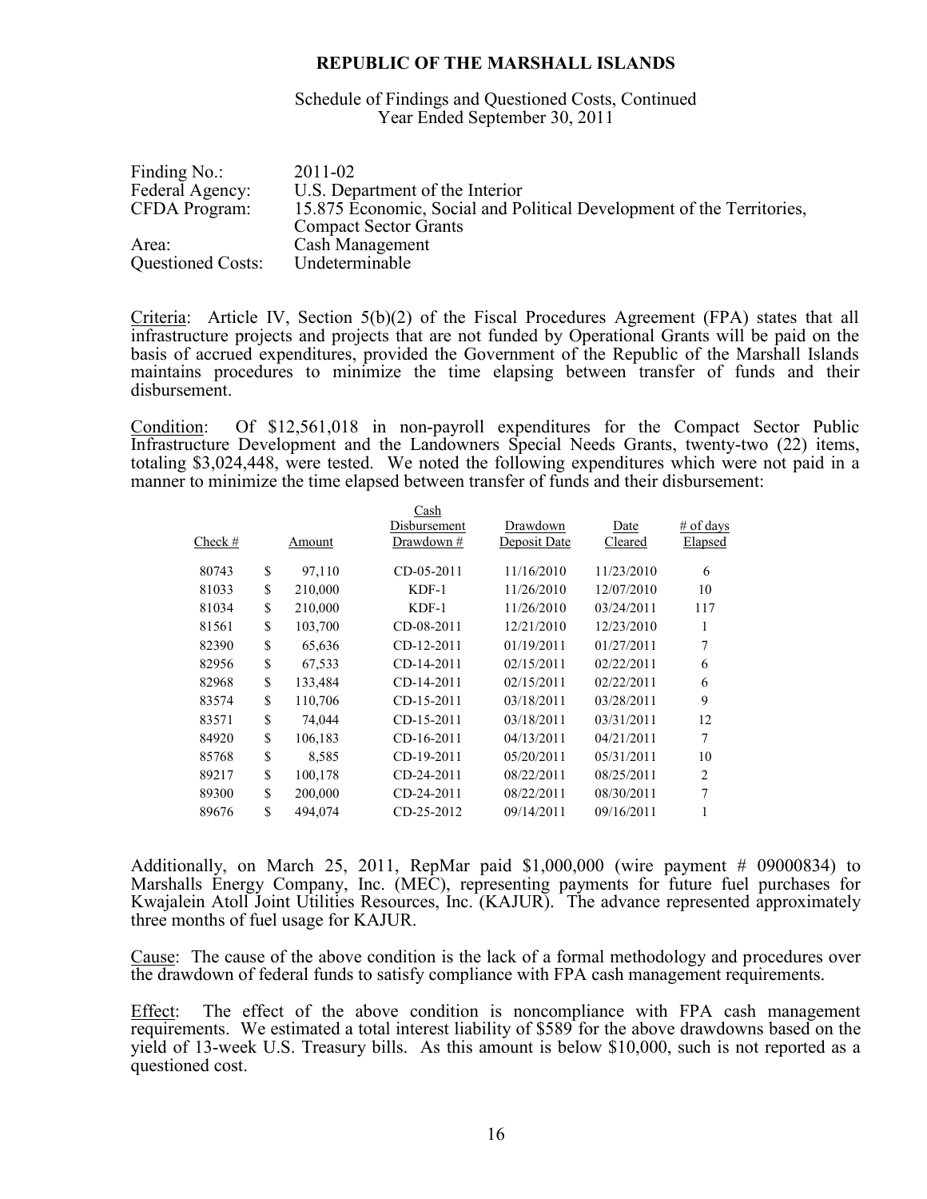# REPUBLIC OF THE MARSHALL ISLANDS

Schedule of Findings and Questioned Costs, Continued
Year Ended September 30, 2011

| | |
|---|---|
| Finding No.: | 2011-02 |
| Federal Agency: | U.S. Department of the Interior |
| CFDA Program: | 15.875 Economic, Social and Political Development of the Territories, Compact Sector Grants |
| Area: | Cash Management |
| Questioned Costs: | Undeterminable |

Criteria: Article IV, Section 5(b)(2) of the Fiscal Procedures Agreement (FPA) states that all infrastructure projects and projects that are not funded by Operational Grants will be paid on the basis of accrued expenditures, provided the Government of the Republic of the Marshall Islands maintains procedures to minimize the time elapsing between transfer of funds and their disbursement.

Condition: Of $12,561,018 in non-payroll expenditures for the Compact Sector Public Infrastructure Development and the Landowners Special Needs Grants, twenty-two (22) items, totaling $3,024,448, were tested. We noted the following expenditures which were not paid in a manner to minimize the time elapsed between transfer of funds and their disbursement:

| Check # | Amount | Cash Disbursement Drawdown # | Drawdown Deposit Date | Date Cleared | # of days Elapsed |
|---|---|---|---|---|---|
| 80743 | $ 97,110 | CD-05-2011 | 11/16/2010 | 11/23/2010 | 6 |
| 81033 | $ 210,000 | KDF-1 | 11/26/2010 | 12/07/2010 | 10 |
| 81034 | $ 210,000 | KDF-1 | 11/26/2010 | 03/24/2011 | 117 |
| 81561 | $ 103,700 | CD-08-2011 | 12/21/2010 | 12/23/2010 | 1 |
| 82390 | $ 65,636 | CD-12-2011 | 01/19/2011 | 01/27/2011 | 7 |
| 82956 | $ 67,533 | CD-14-2011 | 02/15/2011 | 02/22/2011 | 6 |
| 82968 | $ 133,484 | CD-14-2011 | 02/15/2011 | 02/22/2011 | 6 |
| 83574 | $ 110,706 | CD-15-2011 | 03/18/2011 | 03/28/2011 | 9 |
| 83571 | $ 74,044 | CD-15-2011 | 03/18/2011 | 03/31/2011 | 12 |
| 84920 | $ 106,183 | CD-16-2011 | 04/13/2011 | 04/21/2011 | 7 |
| 85768 | $ 8,585 | CD-19-2011 | 05/20/2011 | 05/31/2011 | 10 |
| 89217 | $ 100,178 | CD-24-2011 | 08/22/2011 | 08/25/2011 | 2 |
| 89300 | $ 200,000 | CD-24-2011 | 08/22/2011 | 08/30/2011 | 7 |
| 89676 | $ 494,074 | CD-25-2012 | 09/14/2011 | 09/16/2011 | 1 |

Additionally, on March 25, 2011, RepMar paid $1,000,000 (wire payment # 09000834) to Marshalls Energy Company, Inc. (MEC), representing payments for future fuel purchases for Kwajalein Atoll Joint Utilities Resources, Inc. (KAJUR). The advance represented approximately three months of fuel usage for KAJUR.

Cause: The cause of the above condition is the lack of a formal methodology and procedures over the drawdown of federal funds to satisfy compliance with FPA cash management requirements.

Effect: The effect of the above condition is noncompliance with FPA cash management requirements. We estimated a total interest liability of $589 for the above drawdowns based on the yield of 13-week U.S. Treasury bills. As this amount is below $10,000, such is not reported as a questioned cost.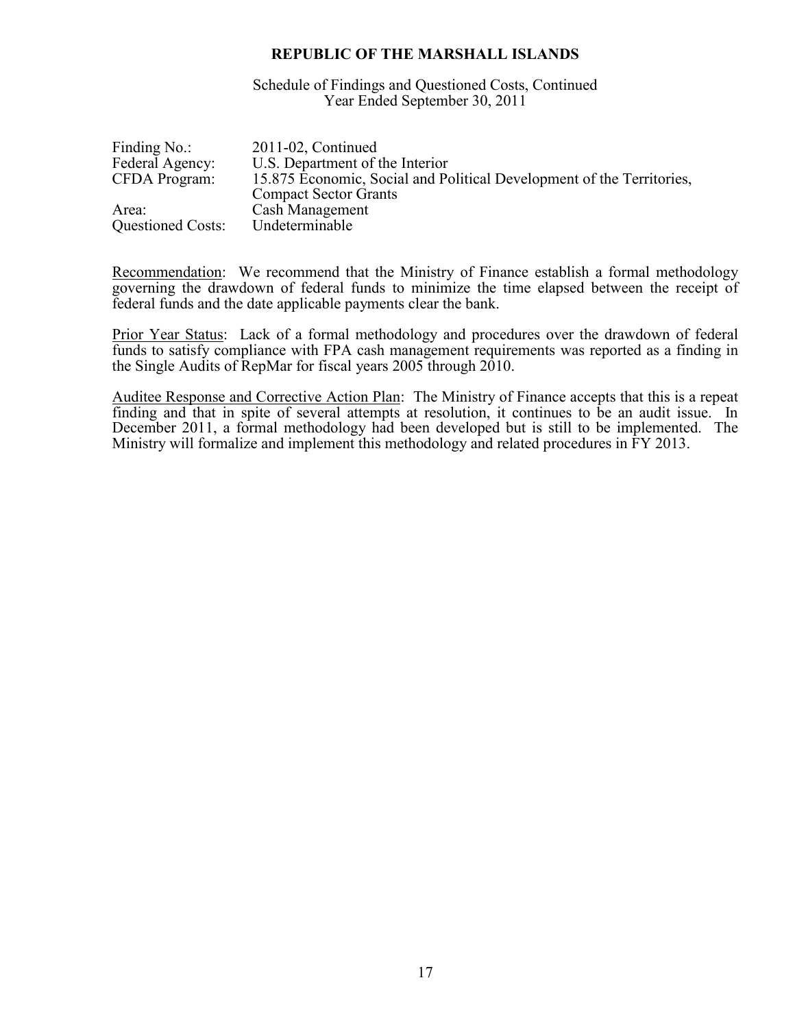**REPUBLIC OF THE MARSHALL ISLANDS**

Schedule of Findings and Questioned Costs, Continued
Year Ended September 30, 2011

| | |
|---|---|
| Finding No.: | 2011-02, Continued |
| Federal Agency: | U.S. Department of the Interior |
| CFDA Program: | 15.875 Economic, Social and Political Development of the Territories, Compact Sector Grants |
| Area: | Cash Management |
| Questioned Costs: | Undeterminable |

Recommendation: We recommend that the Ministry of Finance establish a formal methodology governing the drawdown of federal funds to minimize the time elapsed between the receipt of federal funds and the date applicable payments clear the bank.

Prior Year Status: Lack of a formal methodology and procedures over the drawdown of federal funds to satisfy compliance with FPA cash management requirements was reported as a finding in the Single Audits of RepMar for fiscal years 2005 through 2010.

Auditee Response and Corrective Action Plan: The Ministry of Finance accepts that this is a repeat finding and that in spite of several attempts at resolution, it continues to be an audit issue. In December 2011, a formal methodology had been developed but is still to be implemented. The Ministry will formalize and implement this methodology and related procedures in FY 2013.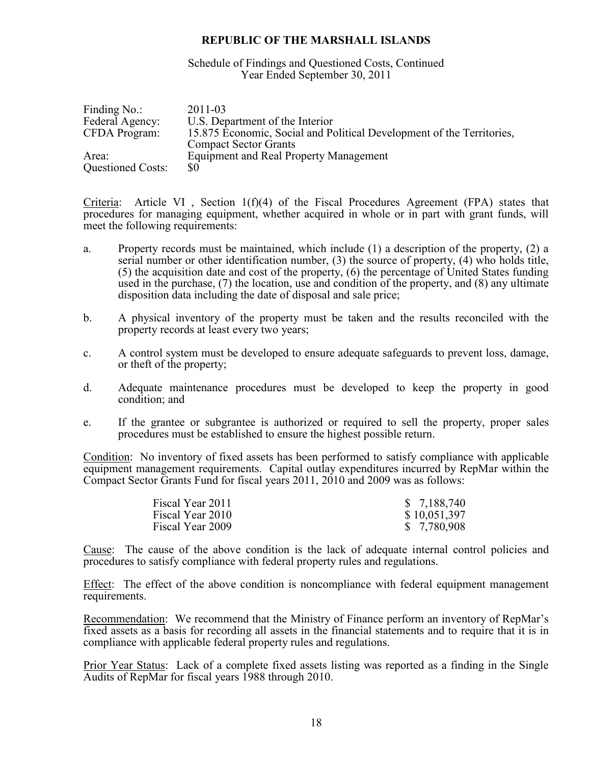# REPUBLIC OF THE MARSHALL ISLANDS

Schedule of Findings and Questioned Costs, Continued
Year Ended September 30, 2011

| | |
|---|---|
| Finding No.: | 2011-03 |
| Federal Agency: | U.S. Department of the Interior |
| CFDA Program: | 15.875 Economic, Social and Political Development of the Territories, Compact Sector Grants |
| Area: | Equipment and Real Property Management |
| Questioned Costs: | $0 |

Criteria: Article VI , Section 1(f)(4) of the Fiscal Procedures Agreement (FPA) states that procedures for managing equipment, whether acquired in whole or in part with grant funds, will meet the following requirements:

a. Property records must be maintained, which include (1) a description of the property, (2) a serial number or other identification number, (3) the source of property, (4) who holds title, (5) the acquisition date and cost of the property, (6) the percentage of United States funding used in the purchase, (7) the location, use and condition of the property, and (8) any ultimate disposition data including the date of disposal and sale price;

b. A physical inventory of the property must be taken and the results reconciled with the property records at least every two years;

c. A control system must be developed to ensure adequate safeguards to prevent loss, damage, or theft of the property;

d. Adequate maintenance procedures must be developed to keep the property in good condition; and

e. If the grantee or subgrantee is authorized or required to sell the property, proper sales procedures must be established to ensure the highest possible return.

Condition: No inventory of fixed assets has been performed to satisfy compliance with applicable equipment management requirements. Capital outlay expenditures incurred by RepMar within the Compact Sector Grants Fund for fiscal years 2011, 2010 and 2009 was as follows:

| | |
|---|---|
| Fiscal Year 2011 | $ 7,188,740 |
| Fiscal Year 2010 | $ 10,051,397 |
| Fiscal Year 2009 | $ 7,780,908 |

Cause: The cause of the above condition is the lack of adequate internal control policies and procedures to satisfy compliance with federal property rules and regulations.

Effect: The effect of the above condition is noncompliance with federal equipment management requirements.

Recommendation: We recommend that the Ministry of Finance perform an inventory of RepMar's fixed assets as a basis for recording all assets in the financial statements and to require that it is in compliance with applicable federal property rules and regulations.

Prior Year Status: Lack of a complete fixed assets listing was reported as a finding in the Single Audits of RepMar for fiscal years 1988 through 2010.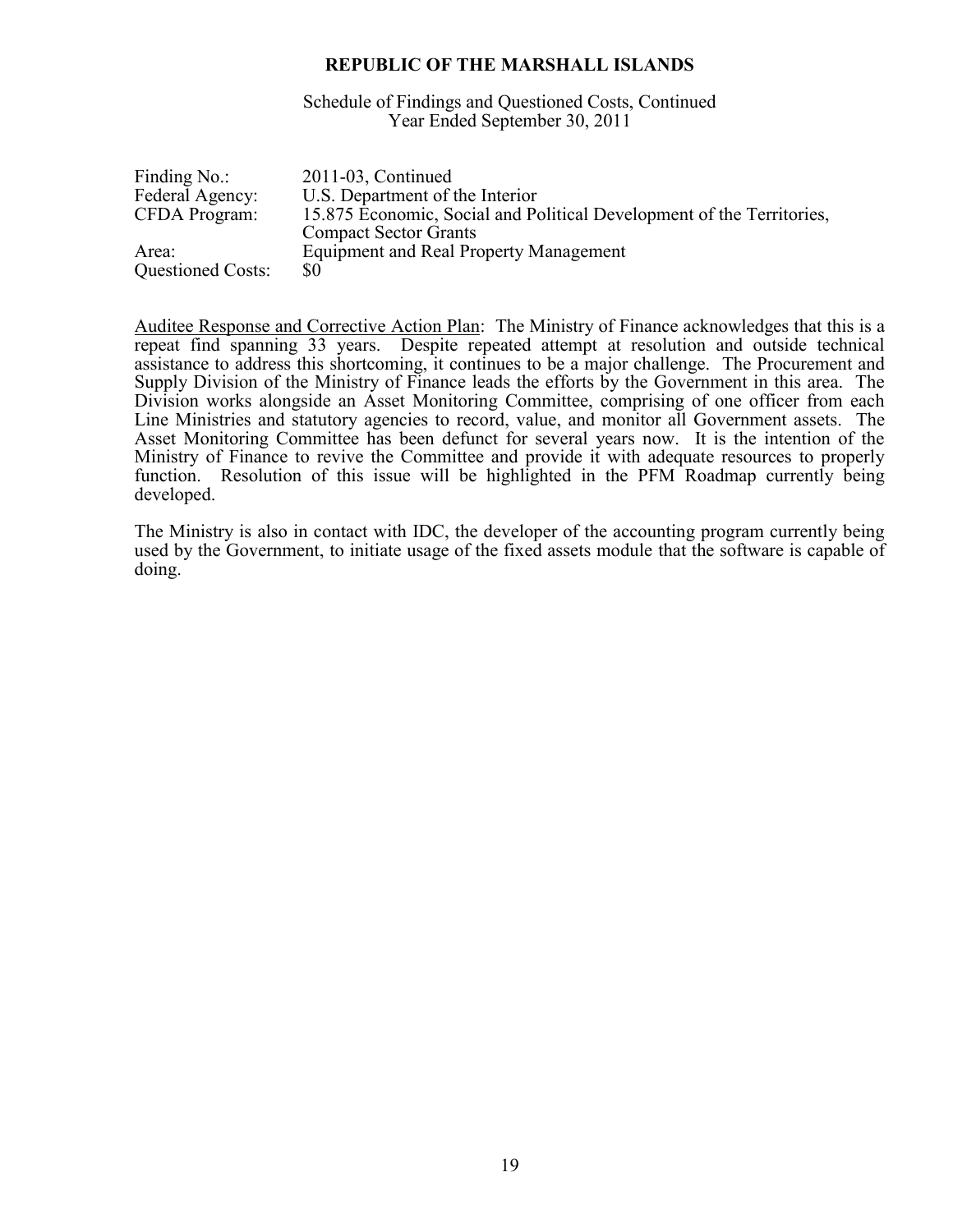**REPUBLIC OF THE MARSHALL ISLANDS**

Schedule of Findings and Questioned Costs, Continued
Year Ended September 30, 2011

| | |
|---|---|
| Finding No.: | 2011-03, Continued |
| Federal Agency: | U.S. Department of the Interior |
| CFDA Program: | 15.875 Economic, Social and Political Development of the Territories, Compact Sector Grants |
| Area: | Equipment and Real Property Management |
| Questioned Costs: | $0 |

Auditee Response and Corrective Action Plan: The Ministry of Finance acknowledges that this is a repeat find spanning 33 years. Despite repeated attempt at resolution and outside technical assistance to address this shortcoming, it continues to be a major challenge. The Procurement and Supply Division of the Ministry of Finance leads the efforts by the Government in this area. The Division works alongside an Asset Monitoring Committee, comprising of one officer from each Line Ministries and statutory agencies to record, value, and monitor all Government assets. The Asset Monitoring Committee has been defunct for several years now. It is the intention of the Ministry of Finance to revive the Committee and provide it with adequate resources to properly function. Resolution of this issue will be highlighted in the PFM Roadmap currently being developed.

The Ministry is also in contact with IDC, the developer of the accounting program currently being used by the Government, to initiate usage of the fixed assets module that the software is capable of doing.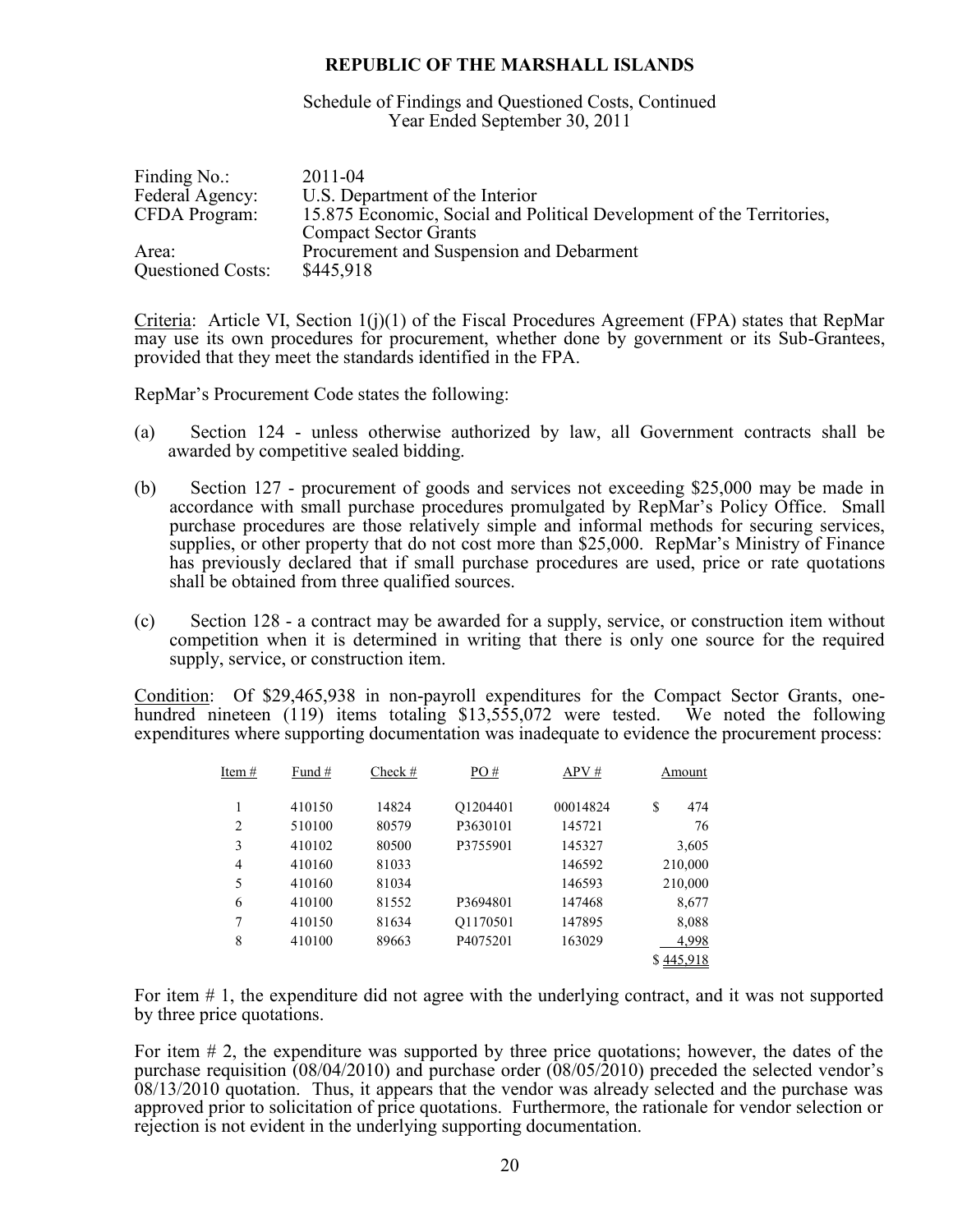**REPUBLIC OF THE MARSHALL ISLANDS**

Schedule of Findings and Questioned Costs, Continued
Year Ended September 30, 2011

Finding No.: 2011-04
Federal Agency: U.S. Department of the Interior
CFDA Program: 15.875 Economic, Social and Political Development of the Territories, Compact Sector Grants
Area: Procurement and Suspension and Debarment
Questioned Costs: \$445,918

<u>Criteria</u>: Article VI, Section 1(j)(1) of the Fiscal Procedures Agreement (FPA) states that RepMar may use its own procedures for procurement, whether done by government or its Sub-Grantees, provided that they meet the standards identified in the FPA.

RepMar's Procurement Code states the following:

(a) Section 124 - unless otherwise authorized by law, all Government contracts shall be awarded by competitive sealed bidding.

(b) Section 127 - procurement of goods and services not exceeding \$25,000 may be made in accordance with small purchase procedures promulgated by RepMar's Policy Office. Small purchase procedures are those relatively simple and informal methods for securing services, supplies, or other property that do not cost more than \$25,000. RepMar's Ministry of Finance has previously declared that if small purchase procedures are used, price or rate quotations shall be obtained from three qualified sources.

(c) Section 128 - a contract may be awarded for a supply, service, or construction item without competition when it is determined in writing that there is only one source for the required supply, service, or construction item.

<u>Condition</u>: Of \$29,465,938 in non-payroll expenditures for the Compact Sector Grants, one-hundred nineteen (119) items totaling \$13,555,072 were tested. We noted the following expenditures where supporting documentation was inadequate to evidence the procurement process:

| Item # | Fund # | Check # | PO # | APV # | Amount |
|---|---|---|---|---|---|
| 1 | 410150 | 14824 | Q1204401 | 00014824 | \$ 474 |
| 2 | 510100 | 80579 | P3630101 | 145721 | 76 |
| 3 | 410102 | 80500 | P3755901 | 145327 | 3,605 |
| 4 | 410160 | 81033 | | 146592 | 210,000 |
| 5 | 410160 | 81034 | | 146593 | 210,000 |
| 6 | 410100 | 81552 | P3694801 | 147468 | 8,677 |
| 7 | 410150 | 81634 | Q1170501 | 147895 | 8,088 |
| 8 | 410100 | 89663 | P4075201 | 163029 | 4,998 |
| | | | | | \$ 445,918 |

For item # 1, the expenditure did not agree with the underlying contract, and it was not supported by three price quotations.

For item # 2, the expenditure was supported by three price quotations; however, the dates of the purchase requisition (08/04/2010) and purchase order (08/05/2010) preceded the selected vendor's 08/13/2010 quotation. Thus, it appears that the vendor was already selected and the purchase was approved prior to solicitation of price quotations. Furthermore, the rationale for vendor selection or rejection is not evident in the underlying supporting documentation.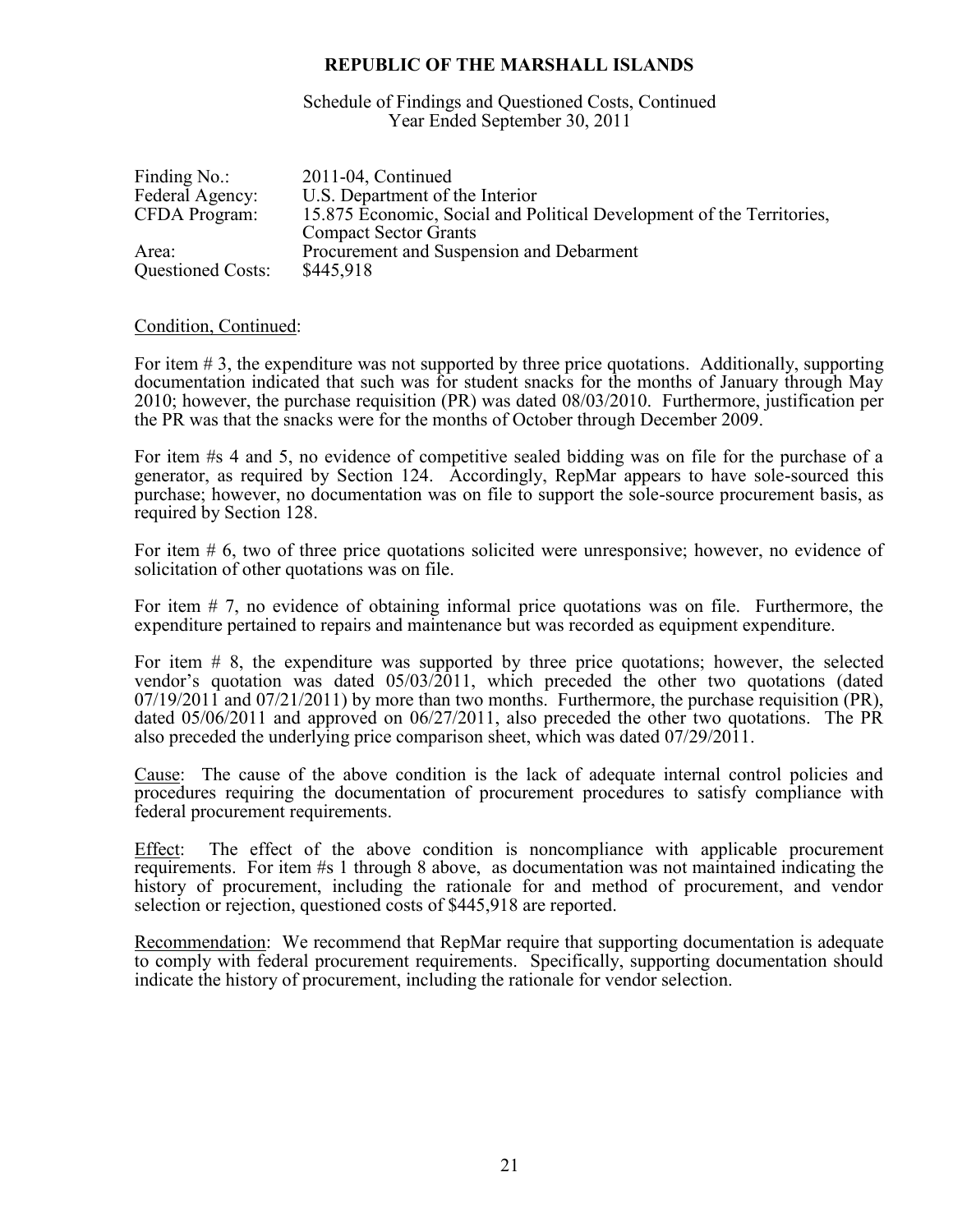**REPUBLIC OF THE MARSHALL ISLANDS**

Schedule of Findings and Questioned Costs, Continued
Year Ended September 30, 2011

| | |
|---|---|
| Finding No.: | 2011-04, Continued |
| Federal Agency: | U.S. Department of the Interior |
| CFDA Program: | 15.875 Economic, Social and Political Development of the Territories, Compact Sector Grants |
| Area: | Procurement and Suspension and Debarment |
| Questioned Costs: | $445,918 |

Condition, Continued:

For item # 3, the expenditure was not supported by three price quotations. Additionally, supporting documentation indicated that such was for student snacks for the months of January through May 2010; however, the purchase requisition (PR) was dated 08/03/2010. Furthermore, justification per the PR was that the snacks were for the months of October through December 2009.

For item #s 4 and 5, no evidence of competitive sealed bidding was on file for the purchase of a generator, as required by Section 124. Accordingly, RepMar appears to have sole-sourced this purchase; however, no documentation was on file to support the sole-source procurement basis, as required by Section 128.

For item # 6, two of three price quotations solicited were unresponsive; however, no evidence of solicitation of other quotations was on file.

For item # 7, no evidence of obtaining informal price quotations was on file. Furthermore, the expenditure pertained to repairs and maintenance but was recorded as equipment expenditure.

For item # 8, the expenditure was supported by three price quotations; however, the selected vendor's quotation was dated 05/03/2011, which preceded the other two quotations (dated 07/19/2011 and 07/21/2011) by more than two months. Furthermore, the purchase requisition (PR), dated 05/06/2011 and approved on 06/27/2011, also preceded the other two quotations. The PR also preceded the underlying price comparison sheet, which was dated 07/29/2011.

Cause: The cause of the above condition is the lack of adequate internal control policies and procedures requiring the documentation of procurement procedures to satisfy compliance with federal procurement requirements.

Effect: The effect of the above condition is noncompliance with applicable procurement requirements. For item #s 1 through 8 above, as documentation was not maintained indicating the history of procurement, including the rationale for and method of procurement, and vendor selection or rejection, questioned costs of $445,918 are reported.

Recommendation: We recommend that RepMar require that supporting documentation is adequate to comply with federal procurement requirements. Specifically, supporting documentation should indicate the history of procurement, including the rationale for vendor selection.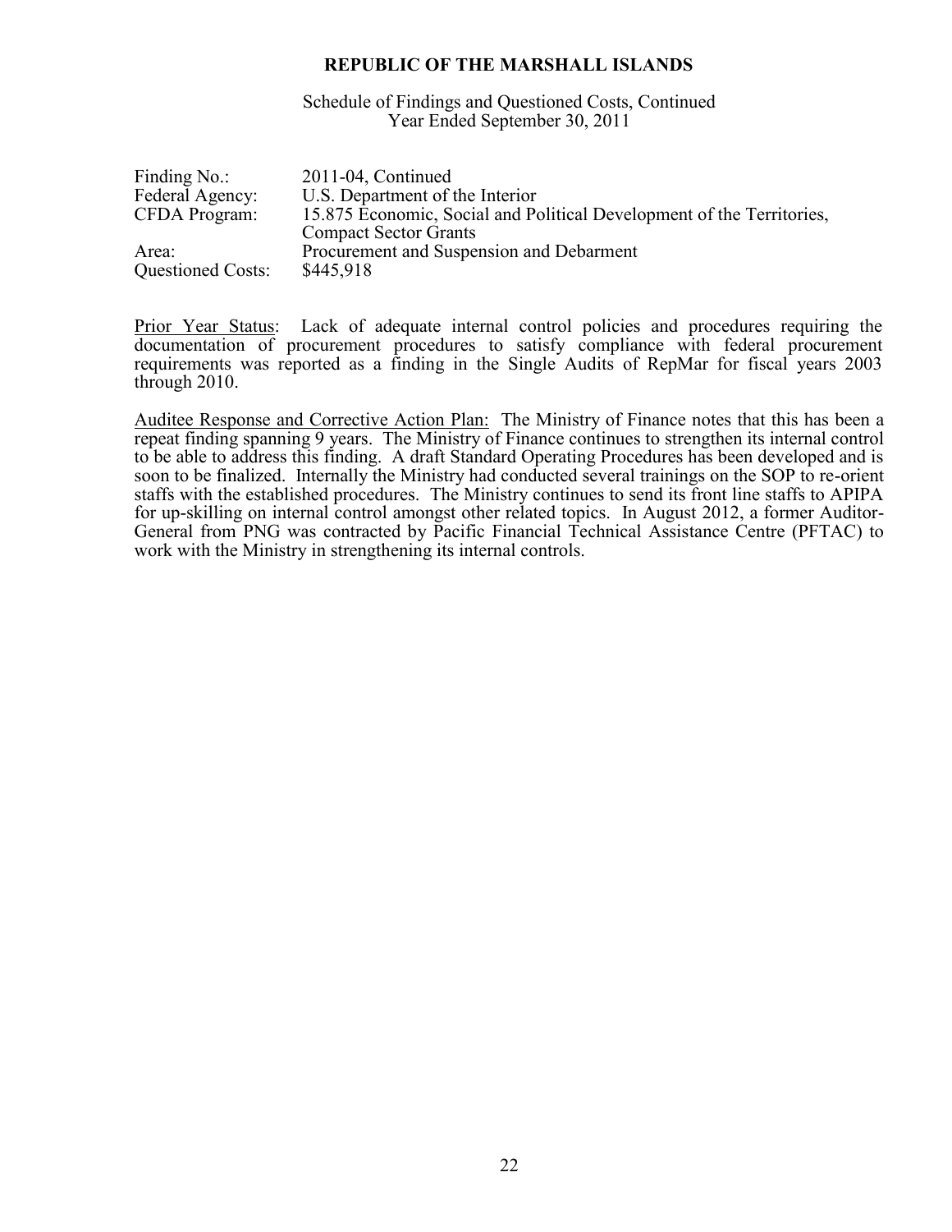**REPUBLIC OF THE MARSHALL ISLANDS**

Schedule of Findings and Questioned Costs, Continued
Year Ended September 30, 2011

| | |
|---|---|
| Finding No.: | 2011-04, Continued |
| Federal Agency: | U.S. Department of the Interior |
| CFDA Program: | 15.875 Economic, Social and Political Development of the Territories, Compact Sector Grants |
| Area: | Procurement and Suspension and Debarment |
| Questioned Costs: | $445,918 |

Prior Year Status: Lack of adequate internal control policies and procedures requiring the documentation of procurement procedures to satisfy compliance with federal procurement requirements was reported as a finding in the Single Audits of RepMar for fiscal years 2003 through 2010.

Auditee Response and Corrective Action Plan: The Ministry of Finance notes that this has been a repeat finding spanning 9 years. The Ministry of Finance continues to strengthen its internal control to be able to address this finding. A draft Standard Operating Procedures has been developed and is soon to be finalized. Internally the Ministry had conducted several trainings on the SOP to re-orient staffs with the established procedures. The Ministry continues to send its front line staffs to APIPA for up-skilling on internal control amongst other related topics. In August 2012, a former Auditor-General from PNG was contracted by Pacific Financial Technical Assistance Centre (PFTAC) to work with the Ministry in strengthening its internal controls.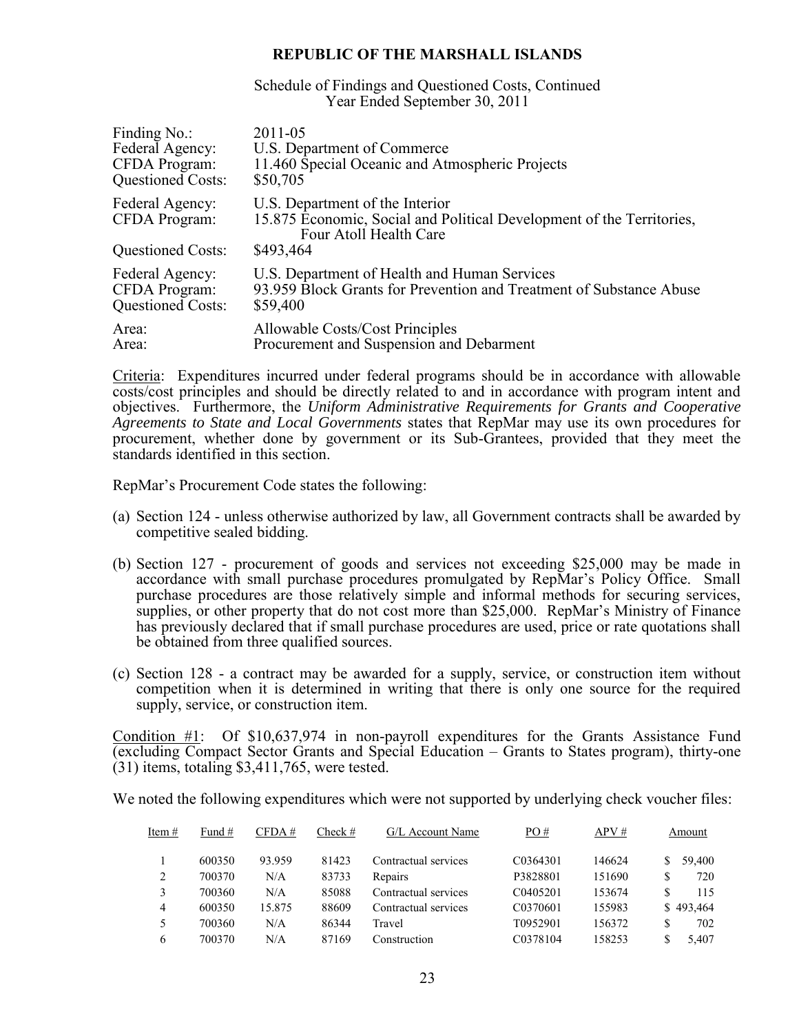# REPUBLIC OF THE MARSHALL ISLANDS

Schedule of Findings and Questioned Costs, Continued
Year Ended September 30, 2011

Finding No.: 2011-05
Federal Agency: U.S. Department of Commerce
CFDA Program: 11.460 Special Oceanic and Atmospheric Projects
Questioned Costs: $50,705

Federal Agency: U.S. Department of the Interior
CFDA Program: 15.875 Economic, Social and Political Development of the Territories, Four Atoll Health Care
Questioned Costs: $493,464

Federal Agency: U.S. Department of Health and Human Services
CFDA Program: 93.959 Block Grants for Prevention and Treatment of Substance Abuse
Questioned Costs: $59,400

Area: Allowable Costs/Cost Principles
Area: Procurement and Suspension and Debarment

Criteria: Expenditures incurred under federal programs should be in accordance with allowable costs/cost principles and should be directly related to and in accordance with program intent and objectives. Furthermore, the *Uniform Administrative Requirements for Grants and Cooperative Agreements to State and Local Governments* states that RepMar may use its own procedures for procurement, whether done by government or its Sub-Grantees, provided that they meet the standards identified in this section.

RepMar's Procurement Code states the following:

(a) Section 124 - unless otherwise authorized by law, all Government contracts shall be awarded by competitive sealed bidding.

(b) Section 127 - procurement of goods and services not exceeding $25,000 may be made in accordance with small purchase procedures promulgated by RepMar's Policy Office. Small purchase procedures are those relatively simple and informal methods for securing services, supplies, or other property that do not cost more than $25,000. RepMar's Ministry of Finance has previously declared that if small purchase procedures are used, price or rate quotations shall be obtained from three qualified sources.

(c) Section 128 - a contract may be awarded for a supply, service, or construction item without competition when it is determined in writing that there is only one source for the required supply, service, or construction item.

Condition #1: Of $10,637,974 in non-payroll expenditures for the Grants Assistance Fund (excluding Compact Sector Grants and Special Education – Grants to States program), thirty-one (31) items, totaling $3,411,765, were tested.

We noted the following expenditures which were not supported by underlying check voucher files:

| Item # | Fund # | CFDA # | Check # | G/L Account Name | PO # | APV # | Amount |
|---|---|---|---|---|---|---|---|
| 1 | 600350 | 93.959 | 81423 | Contractual services | C0364301 | 146624 | $ 59,400 |
| 2 | 700370 | N/A | 83733 | Repairs | P3828801 | 151690 | $ 720 |
| 3 | 700360 | N/A | 85088 | Contractual services | C0405201 | 153674 | $ 115 |
| 4 | 600350 | 15.875 | 88609 | Contractual services | C0370601 | 155983 | $ 493,464 |
| 5 | 700360 | N/A | 86344 | Travel | T0952901 | 156372 | $ 702 |
| 6 | 700370 | N/A | 87169 | Construction | C0378104 | 158253 | $ 5,407 |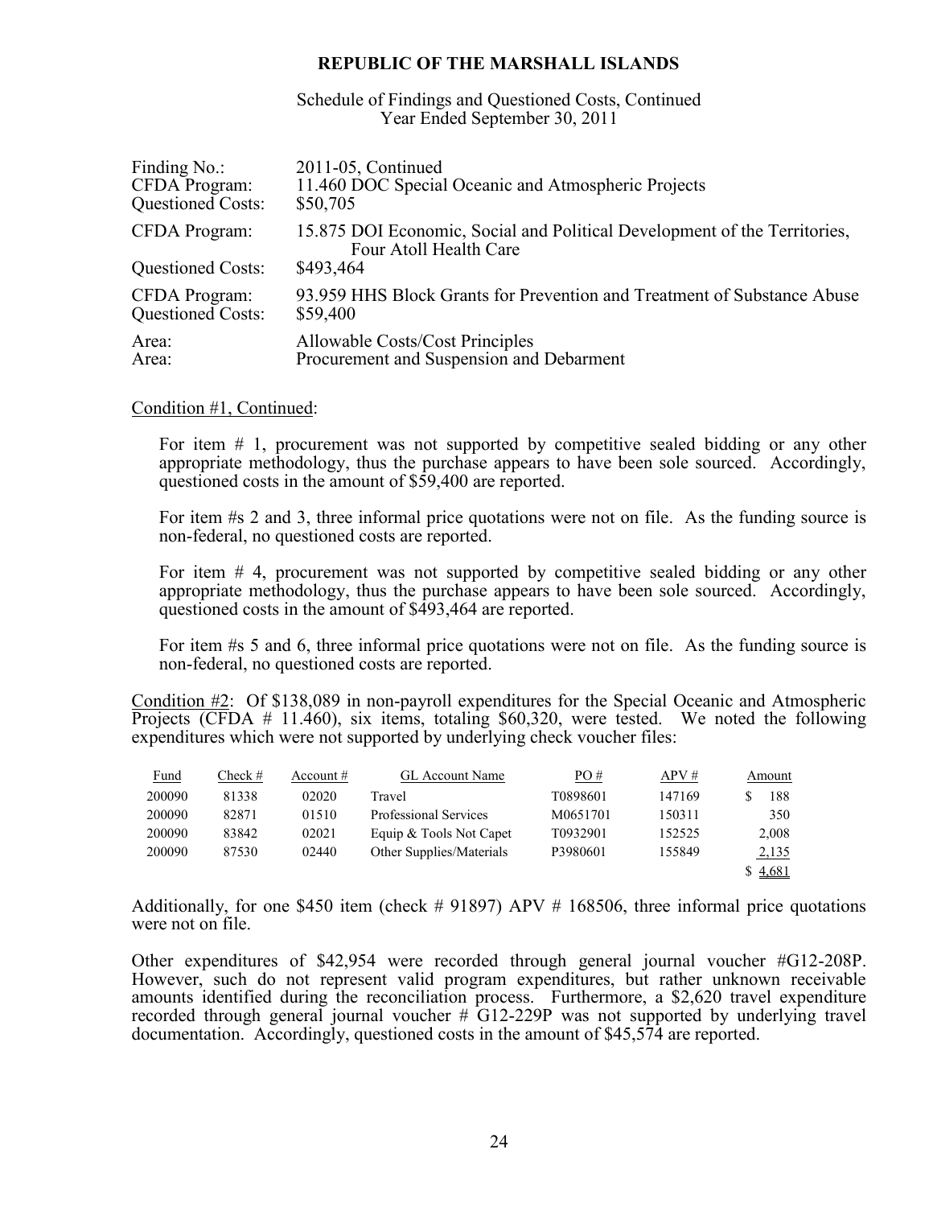# REPUBLIC OF THE MARSHALL ISLANDS

Schedule of Findings and Questioned Costs, Continued
Year Ended September 30, 2011

| | |
|---|---|
| Finding No.: | 2011-05, Continued |
| CFDA Program: | 11.460 DOC Special Oceanic and Atmospheric Projects |
| Questioned Costs: | \$50,705 |
| CFDA Program: | 15.875 DOI Economic, Social and Political Development of the Territories, Four Atoll Health Care |
| Questioned Costs: | \$493,464 |
| CFDA Program: | 93.959 HHS Block Grants for Prevention and Treatment of Substance Abuse |
| Questioned Costs: | \$59,400 |
| Area: | Allowable Costs/Cost Principles |
| Area: | Procurement and Suspension and Debarment |

Condition #1, Continued:

For item # 1, procurement was not supported by competitive sealed bidding or any other appropriate methodology, thus the purchase appears to have been sole sourced. Accordingly, questioned costs in the amount of \$59,400 are reported.

For item #s 2 and 3, three informal price quotations were not on file. As the funding source is non-federal, no questioned costs are reported.

For item # 4, procurement was not supported by competitive sealed bidding or any other appropriate methodology, thus the purchase appears to have been sole sourced. Accordingly, questioned costs in the amount of \$493,464 are reported.

For item #s 5 and 6, three informal price quotations were not on file. As the funding source is non-federal, no questioned costs are reported.

Condition #2: Of \$138,089 in non-payroll expenditures for the Special Oceanic and Atmospheric Projects (CFDA # 11.460), six items, totaling \$60,320, were tested. We noted the following expenditures which were not supported by underlying check voucher files:

| Fund | Check # | Account # | GL Account Name | PO # | APV # | Amount |
|---|---|---|---|---|---|---|
| 200090 | 81338 | 02020 | Travel | T0898601 | 147169 | \$ 188 |
| 200090 | 82871 | 01510 | Professional Services | M0651701 | 150311 | 350 |
| 200090 | 83842 | 02021 | Equip & Tools Not Capet | T0932901 | 152525 | 2,008 |
| 200090 | 87530 | 02440 | Other Supplies/Materials | P3980601 | 155849 | 2,135 |
| | | | | | | \$ 4,681 |

Additionally, for one \$450 item (check # 91897) APV # 168506, three informal price quotations were not on file.

Other expenditures of \$42,954 were recorded through general journal voucher #G12-208P. However, such do not represent valid program expenditures, but rather unknown receivable amounts identified during the reconciliation process. Furthermore, a \$2,620 travel expenditure recorded through general journal voucher # G12-229P was not supported by underlying travel documentation. Accordingly, questioned costs in the amount of \$45,574 are reported.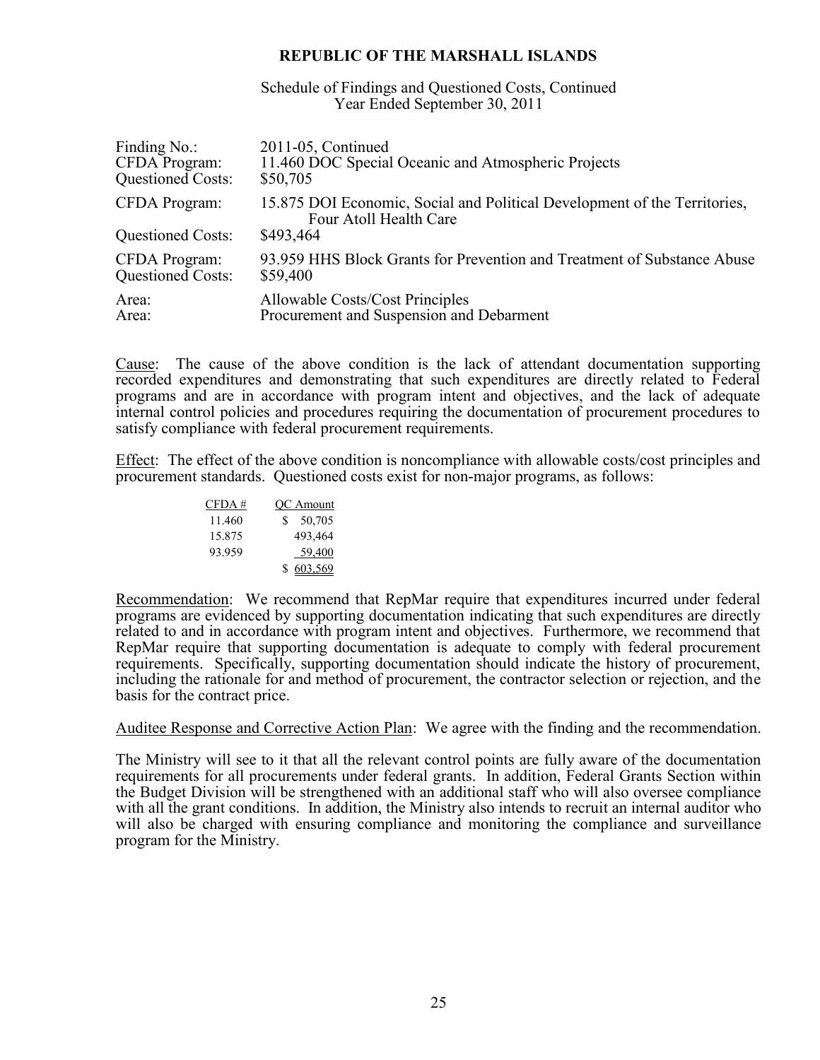**REPUBLIC OF THE MARSHALL ISLANDS**

Schedule of Findings and Questioned Costs, Continued
Year Ended September 30, 2011

| | |
|---|---|
| Finding No.: | 2011-05, Continued |
| CFDA Program: | 11.460 DOC Special Oceanic and Atmospheric Projects |
| Questioned Costs: | $50,705 |
| CFDA Program: | 15.875 DOI Economic, Social and Political Development of the Territories, Four Atoll Health Care |
| Questioned Costs: | $493,464 |
| CFDA Program: | 93.959 HHS Block Grants for Prevention and Treatment of Substance Abuse |
| Questioned Costs: | $59,400 |
| Area: | Allowable Costs/Cost Principles |
| Area: | Procurement and Suspension and Debarment |

Cause: The cause of the above condition is the lack of attendant documentation supporting recorded expenditures and demonstrating that such expenditures are directly related to Federal programs and are in accordance with program intent and objectives, and the lack of adequate internal control policies and procedures requiring the documentation of procurement procedures to satisfy compliance with federal procurement requirements.

Effect: The effect of the above condition is noncompliance with allowable costs/cost principles and procurement standards. Questioned costs exist for non-major programs, as follows:

| CFDA # | QC Amount |
|---|---|
| 11.460 | $ 50,705 |
| 15.875 | 493,464 |
| 93.959 | 59,400 |
| | $ 603,569 |

Recommendation: We recommend that RepMar require that expenditures incurred under federal programs are evidenced by supporting documentation indicating that such expenditures are directly related to and in accordance with program intent and objectives. Furthermore, we recommend that RepMar require that supporting documentation is adequate to comply with federal procurement requirements. Specifically, supporting documentation should indicate the history of procurement, including the rationale for and method of procurement, the contractor selection or rejection, and the basis for the contract price.

Auditee Response and Corrective Action Plan: We agree with the finding and the recommendation.

The Ministry will see to it that all the relevant control points are fully aware of the documentation requirements for all procurements under federal grants. In addition, Federal Grants Section within the Budget Division will be strengthened with an additional staff who will also oversee compliance with all the grant conditions. In addition, the Ministry also intends to recruit an internal auditor who will also be charged with ensuring compliance and monitoring the compliance and surveillance program for the Ministry.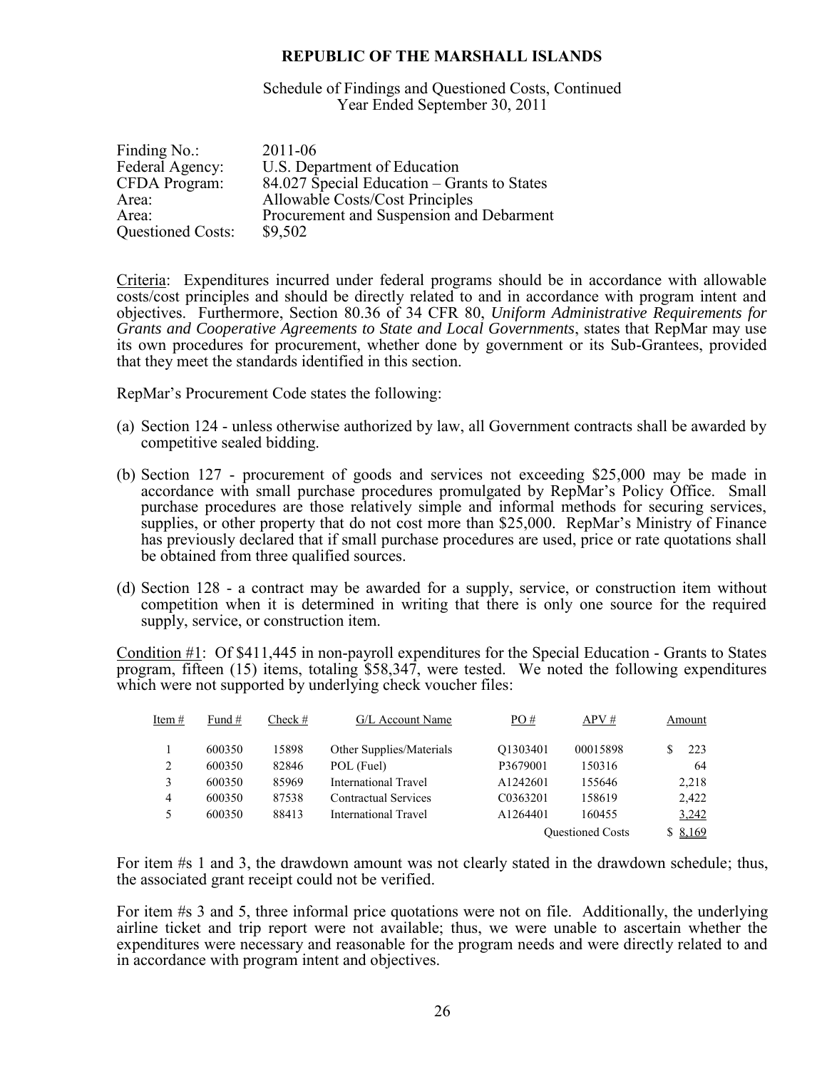# REPUBLIC OF THE MARSHALL ISLANDS

Schedule of Findings and Questioned Costs, Continued
Year Ended September 30, 2011

| | |
|---|---|
| Finding No.: | 2011-06 |
| Federal Agency: | U.S. Department of Education |
| CFDA Program: | 84.027 Special Education – Grants to States |
| Area: | Allowable Costs/Cost Principles |
| Area: | Procurement and Suspension and Debarment |
| Questioned Costs: | \$9,502 |

Criteria: Expenditures incurred under federal programs should be in accordance with allowable costs/cost principles and should be directly related to and in accordance with program intent and objectives. Furthermore, Section 80.36 of 34 CFR 80, *Uniform Administrative Requirements for Grants and Cooperative Agreements to State and Local Governments*, states that RepMar may use its own procedures for procurement, whether done by government or its Sub-Grantees, provided that they meet the standards identified in this section.

RepMar's Procurement Code states the following:

(a) Section 124 - unless otherwise authorized by law, all Government contracts shall be awarded by competitive sealed bidding.

(b) Section 127 - procurement of goods and services not exceeding \$25,000 may be made in accordance with small purchase procedures promulgated by RepMar's Policy Office. Small purchase procedures are those relatively simple and informal methods for securing services, supplies, or other property that do not cost more than \$25,000. RepMar's Ministry of Finance has previously declared that if small purchase procedures are used, price or rate quotations shall be obtained from three qualified sources.

(d) Section 128 - a contract may be awarded for a supply, service, or construction item without competition when it is determined in writing that there is only one source for the required supply, service, or construction item.

Condition #1: Of \$411,445 in non-payroll expenditures for the Special Education - Grants to States program, fifteen (15) items, totaling \$58,347, were tested. We noted the following expenditures which were not supported by underlying check voucher files:

| Item # | Fund # | Check # | G/L Account Name | PO # | APV # | Amount |
|---|---|---|---|---|---|---|
| 1 | 600350 | 15898 | Other Supplies/Materials | Q1303401 | 00015898 | \$ 223 |
| 2 | 600350 | 82846 | POL (Fuel) | P3679001 | 150316 | 64 |
| 3 | 600350 | 85969 | International Travel | A1242601 | 155646 | 2,218 |
| 4 | 600350 | 87538 | Contractual Services | C0363201 | 158619 | 2,422 |
| 5 | 600350 | 88413 | International Travel | A1264401 | 160455 | 3,242 |
| | | | | | Questioned Costs | \$ 8,169 |

For item #s 1 and 3, the drawdown amount was not clearly stated in the drawdown schedule; thus, the associated grant receipt could not be verified.

For item #s 3 and 5, three informal price quotations were not on file. Additionally, the underlying airline ticket and trip report were not available; thus, we were unable to ascertain whether the expenditures were necessary and reasonable for the program needs and were directly related to and in accordance with program intent and objectives.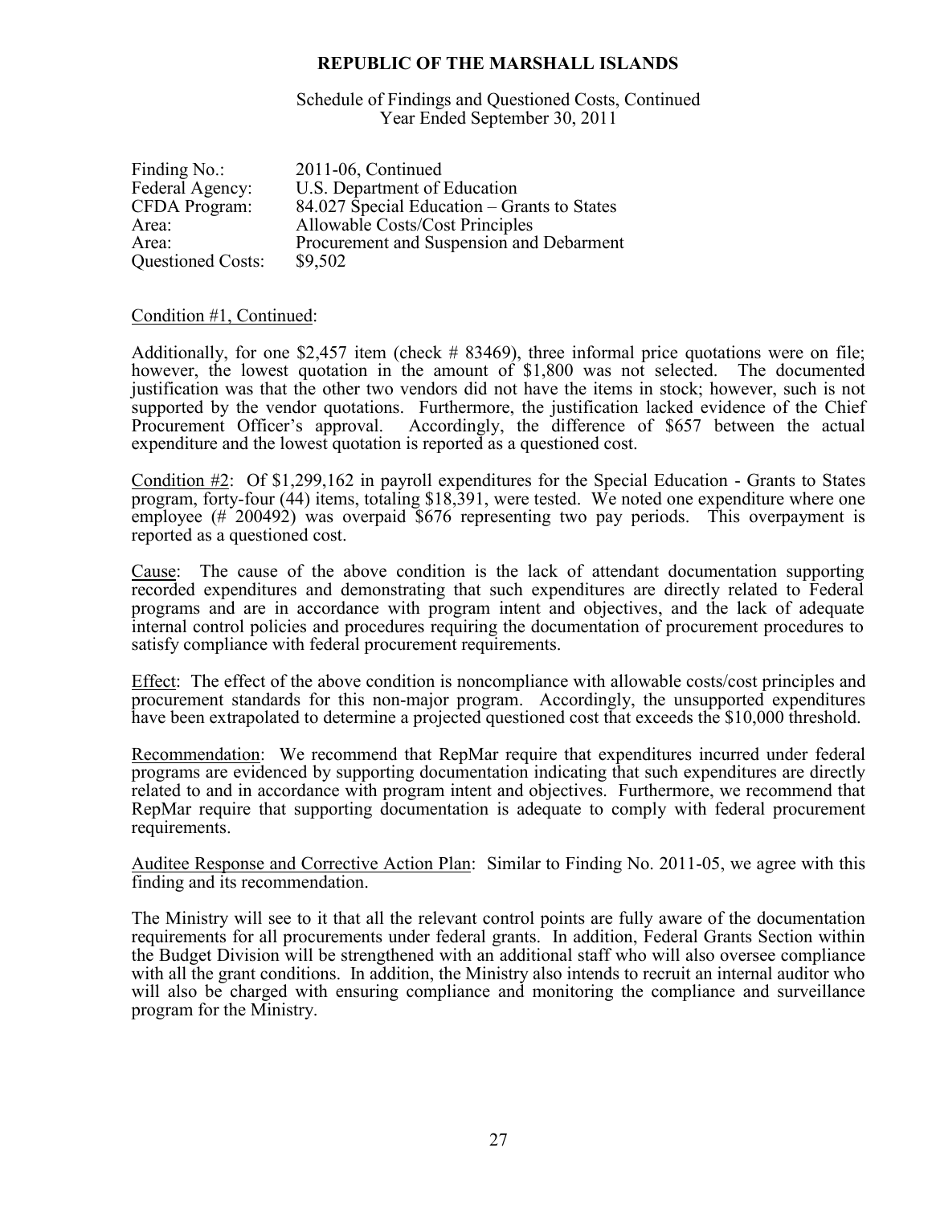# REPUBLIC OF THE MARSHALL ISLANDS

Schedule of Findings and Questioned Costs, Continued
Year Ended September 30, 2011

| | |
|---|---|
| Finding No.: | 2011-06, Continued |
| Federal Agency: | U.S. Department of Education |
| CFDA Program: | 84.027 Special Education – Grants to States |
| Area: | Allowable Costs/Cost Principles |
| Area: | Procurement and Suspension and Debarment |
| Questioned Costs: | $9,502 |

Condition #1, Continued:

Additionally, for one $2,457 item (check # 83469), three informal price quotations were on file; however, the lowest quotation in the amount of $1,800 was not selected. The documented justification was that the other two vendors did not have the items in stock; however, such is not supported by the vendor quotations. Furthermore, the justification lacked evidence of the Chief Procurement Officer's approval. Accordingly, the difference of $657 between the actual expenditure and the lowest quotation is reported as a questioned cost.

Condition #2: Of $1,299,162 in payroll expenditures for the Special Education - Grants to States program, forty-four (44) items, totaling $18,391, were tested. We noted one expenditure where one employee (# 200492) was overpaid $676 representing two pay periods. This overpayment is reported as a questioned cost.

Cause: The cause of the above condition is the lack of attendant documentation supporting recorded expenditures and demonstrating that such expenditures are directly related to Federal programs and are in accordance with program intent and objectives, and the lack of adequate internal control policies and procedures requiring the documentation of procurement procedures to satisfy compliance with federal procurement requirements.

Effect: The effect of the above condition is noncompliance with allowable costs/cost principles and procurement standards for this non-major program. Accordingly, the unsupported expenditures have been extrapolated to determine a projected questioned cost that exceeds the $10,000 threshold.

Recommendation: We recommend that RepMar require that expenditures incurred under federal programs are evidenced by supporting documentation indicating that such expenditures are directly related to and in accordance with program intent and objectives. Furthermore, we recommend that RepMar require that supporting documentation is adequate to comply with federal procurement requirements.

Auditee Response and Corrective Action Plan: Similar to Finding No. 2011-05, we agree with this finding and its recommendation.

The Ministry will see to it that all the relevant control points are fully aware of the documentation requirements for all procurements under federal grants. In addition, Federal Grants Section within the Budget Division will be strengthened with an additional staff who will also oversee compliance with all the grant conditions. In addition, the Ministry also intends to recruit an internal auditor who will also be charged with ensuring compliance and monitoring the compliance and surveillance program for the Ministry.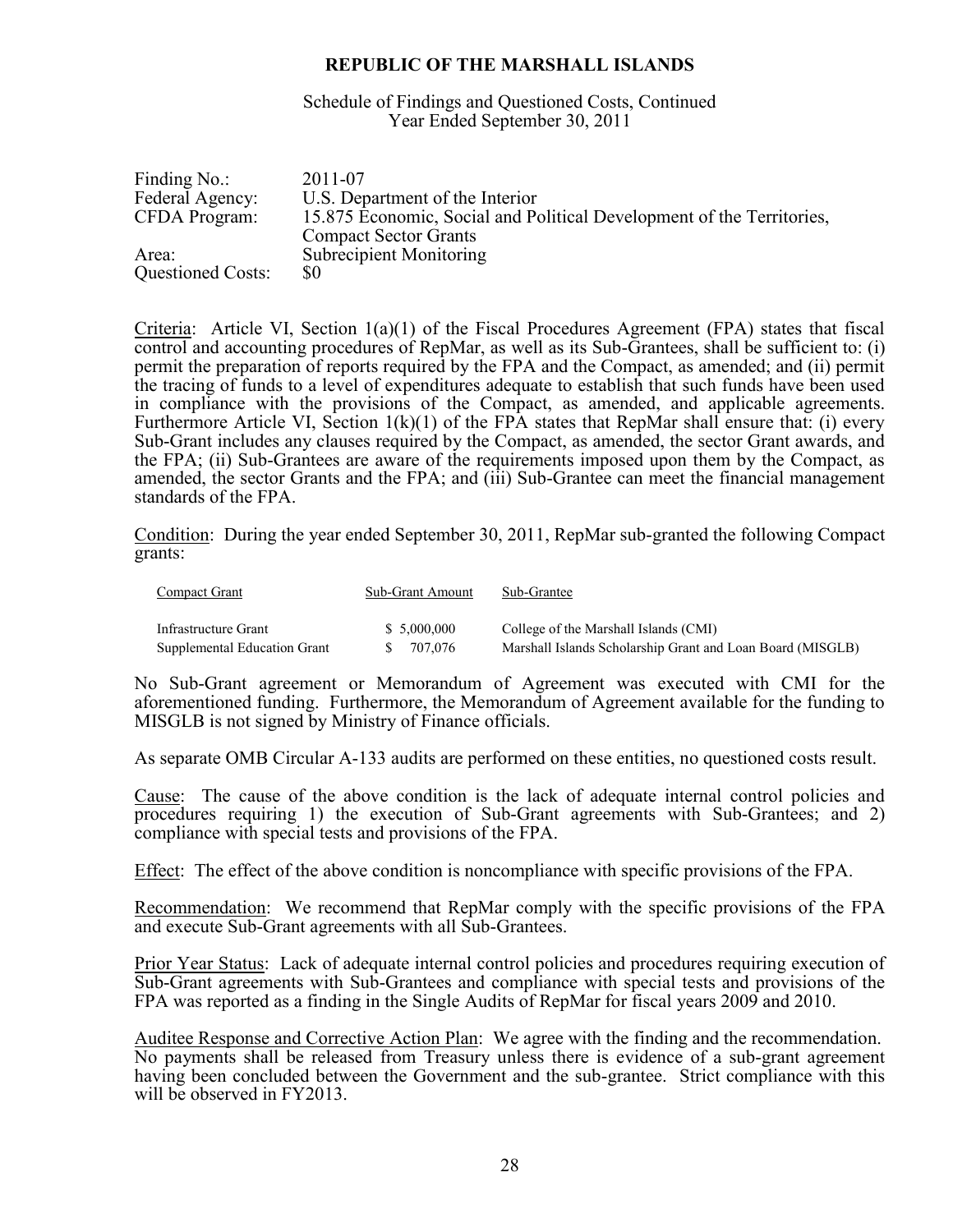# REPUBLIC OF THE MARSHALL ISLANDS

Schedule of Findings and Questioned Costs, Continued
Year Ended September 30, 2011

| | |
|---|---|
| Finding No.: | 2011-07 |
| Federal Agency: | U.S. Department of the Interior |
| CFDA Program: | 15.875 Economic, Social and Political Development of the Territories, Compact Sector Grants |
| Area: | Subrecipient Monitoring |
| Questioned Costs: | $0 |

Criteria: Article VI, Section 1(a)(1) of the Fiscal Procedures Agreement (FPA) states that fiscal control and accounting procedures of RepMar, as well as its Sub-Grantees, shall be sufficient to: (i) permit the preparation of reports required by the FPA and the Compact, as amended; and (ii) permit the tracing of funds to a level of expenditures adequate to establish that such funds have been used in compliance with the provisions of the Compact, as amended, and applicable agreements. Furthermore Article VI, Section 1(k)(1) of the FPA states that RepMar shall ensure that: (i) every Sub-Grant includes any clauses required by the Compact, as amended, the sector Grant awards, and the FPA; (ii) Sub-Grantees are aware of the requirements imposed upon them by the Compact, as amended, the sector Grants and the FPA; and (iii) Sub-Grantee can meet the financial management standards of the FPA.

Condition: During the year ended September 30, 2011, RepMar sub-granted the following Compact grants:

| Compact Grant | Sub-Grant Amount | Sub-Grantee |
|---|---|---|
| Infrastructure Grant | $ 5,000,000 | College of the Marshall Islands (CMI) |
| Supplemental Education Grant | $ 707,076 | Marshall Islands Scholarship Grant and Loan Board (MISGLB) |

No Sub-Grant agreement or Memorandum of Agreement was executed with CMI for the aforementioned funding. Furthermore, the Memorandum of Agreement available for the funding to MISGLB is not signed by Ministry of Finance officials.

As separate OMB Circular A-133 audits are performed on these entities, no questioned costs result.

Cause: The cause of the above condition is the lack of adequate internal control policies and procedures requiring 1) the execution of Sub-Grant agreements with Sub-Grantees; and 2) compliance with special tests and provisions of the FPA.

Effect: The effect of the above condition is noncompliance with specific provisions of the FPA.

Recommendation: We recommend that RepMar comply with the specific provisions of the FPA and execute Sub-Grant agreements with all Sub-Grantees.

Prior Year Status: Lack of adequate internal control policies and procedures requiring execution of Sub-Grant agreements with Sub-Grantees and compliance with special tests and provisions of the FPA was reported as a finding in the Single Audits of RepMar for fiscal years 2009 and 2010.

Auditee Response and Corrective Action Plan: We agree with the finding and the recommendation. No payments shall be released from Treasury unless there is evidence of a sub-grant agreement having been concluded between the Government and the sub-grantee. Strict compliance with this will be observed in FY2013.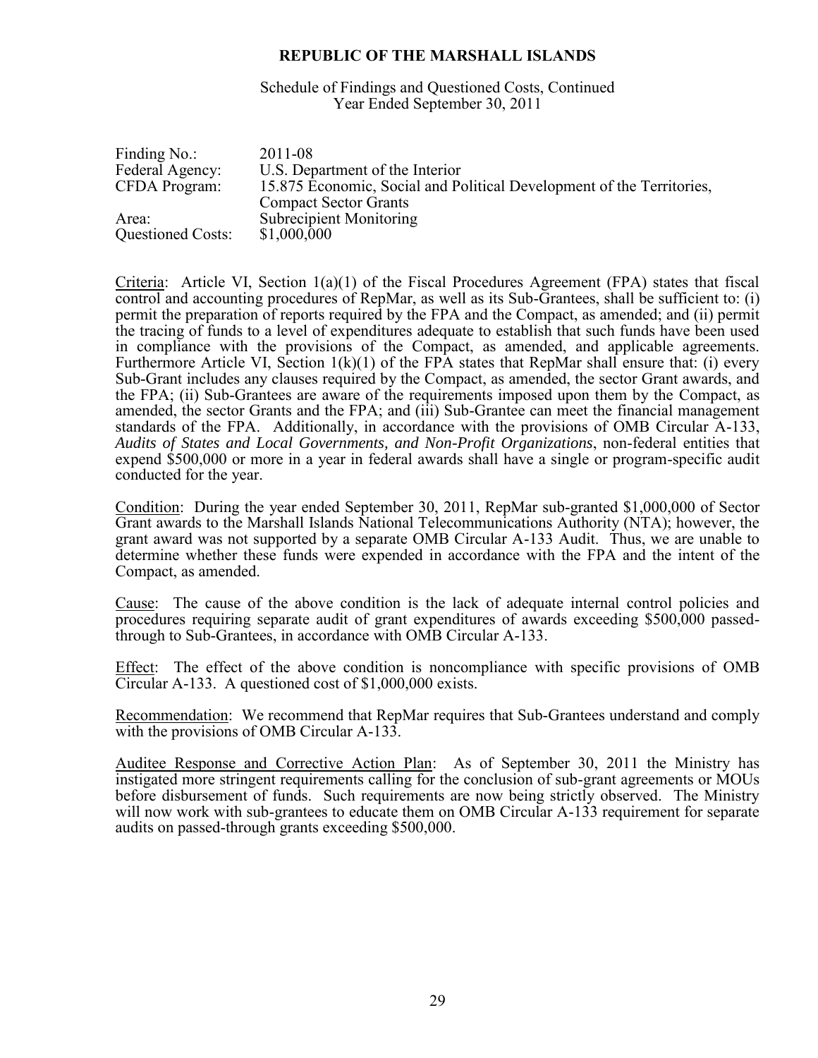# REPUBLIC OF THE MARSHALL ISLANDS

Schedule of Findings and Questioned Costs, Continued
Year Ended September 30, 2011

| | |
|---|---|
| Finding No.: | 2011-08 |
| Federal Agency: | U.S. Department of the Interior |
| CFDA Program: | 15.875 Economic, Social and Political Development of the Territories, Compact Sector Grants |
| Area: | Subrecipient Monitoring |
| Questioned Costs: | \$1,000,000 |

Criteria: Article VI, Section 1(a)(1) of the Fiscal Procedures Agreement (FPA) states that fiscal control and accounting procedures of RepMar, as well as its Sub-Grantees, shall be sufficient to: (i) permit the preparation of reports required by the FPA and the Compact, as amended; and (ii) permit the tracing of funds to a level of expenditures adequate to establish that such funds have been used in compliance with the provisions of the Compact, as amended, and applicable agreements. Furthermore Article VI, Section 1(k)(1) of the FPA states that RepMar shall ensure that: (i) every Sub-Grant includes any clauses required by the Compact, as amended, the sector Grant awards, and the FPA; (ii) Sub-Grantees are aware of the requirements imposed upon them by the Compact, as amended, the sector Grants and the FPA; and (iii) Sub-Grantee can meet the financial management standards of the FPA. Additionally, in accordance with the provisions of OMB Circular A-133, *Audits of States and Local Governments, and Non-Profit Organizations*, non-federal entities that expend \$500,000 or more in a year in federal awards shall have a single or program-specific audit conducted for the year.

Condition: During the year ended September 30, 2011, RepMar sub-granted \$1,000,000 of Sector Grant awards to the Marshall Islands National Telecommunications Authority (NTA); however, the grant award was not supported by a separate OMB Circular A-133 Audit. Thus, we are unable to determine whether these funds were expended in accordance with the FPA and the intent of the Compact, as amended.

Cause: The cause of the above condition is the lack of adequate internal control policies and procedures requiring separate audit of grant expenditures of awards exceeding \$500,000 passed-through to Sub-Grantees, in accordance with OMB Circular A-133.

Effect: The effect of the above condition is noncompliance with specific provisions of OMB Circular A-133. A questioned cost of \$1,000,000 exists.

Recommendation: We recommend that RepMar requires that Sub-Grantees understand and comply with the provisions of OMB Circular A-133.

Auditee Response and Corrective Action Plan: As of September 30, 2011 the Ministry has instigated more stringent requirements calling for the conclusion of sub-grant agreements or MOUs before disbursement of funds. Such requirements are now being strictly observed. The Ministry will now work with sub-grantees to educate them on OMB Circular A-133 requirement for separate audits on passed-through grants exceeding \$500,000.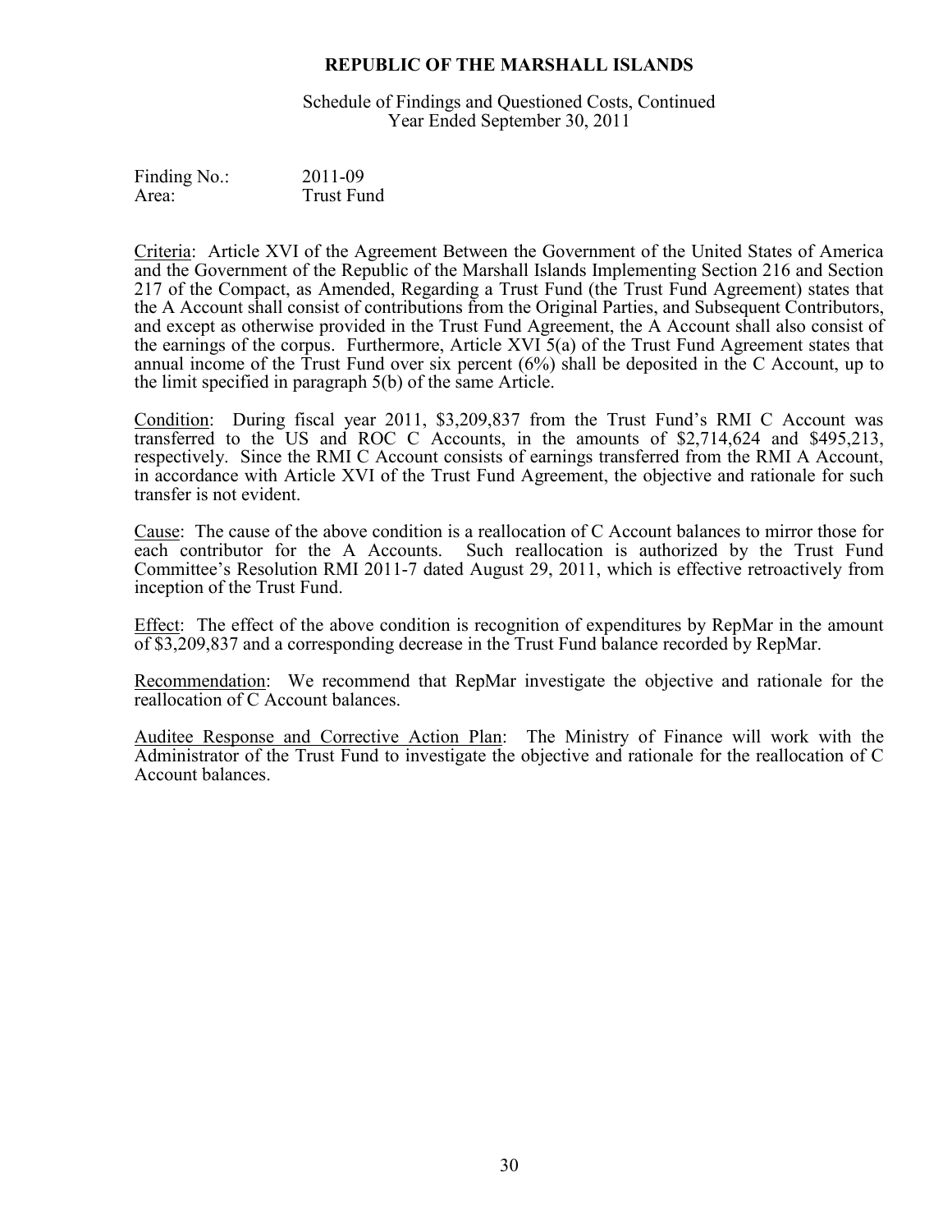**REPUBLIC OF THE MARSHALL ISLANDS**

Schedule of Findings and Questioned Costs, Continued
Year Ended September 30, 2011

Finding No.: 2011-09
Area: Trust Fund

Criteria: Article XVI of the Agreement Between the Government of the United States of America and the Government of the Republic of the Marshall Islands Implementing Section 216 and Section 217 of the Compact, as Amended, Regarding a Trust Fund (the Trust Fund Agreement) states that the A Account shall consist of contributions from the Original Parties, and Subsequent Contributors, and except as otherwise provided in the Trust Fund Agreement, the A Account shall also consist of the earnings of the corpus. Furthermore, Article XVI 5(a) of the Trust Fund Agreement states that annual income of the Trust Fund over six percent (6%) shall be deposited in the C Account, up to the limit specified in paragraph 5(b) of the same Article.

Condition: During fiscal year 2011, $3,209,837 from the Trust Fund's RMI C Account was transferred to the US and ROC C Accounts, in the amounts of $2,714,624 and $495,213, respectively. Since the RMI C Account consists of earnings transferred from the RMI A Account, in accordance with Article XVI of the Trust Fund Agreement, the objective and rationale for such transfer is not evident.

Cause: The cause of the above condition is a reallocation of C Account balances to mirror those for each contributor for the A Accounts. Such reallocation is authorized by the Trust Fund Committee's Resolution RMI 2011-7 dated August 29, 2011, which is effective retroactively from inception of the Trust Fund.

Effect: The effect of the above condition is recognition of expenditures by RepMar in the amount of $3,209,837 and a corresponding decrease in the Trust Fund balance recorded by RepMar.

Recommendation: We recommend that RepMar investigate the objective and rationale for the reallocation of C Account balances.

Auditee Response and Corrective Action Plan: The Ministry of Finance will work with the Administrator of the Trust Fund to investigate the objective and rationale for the reallocation of C Account balances.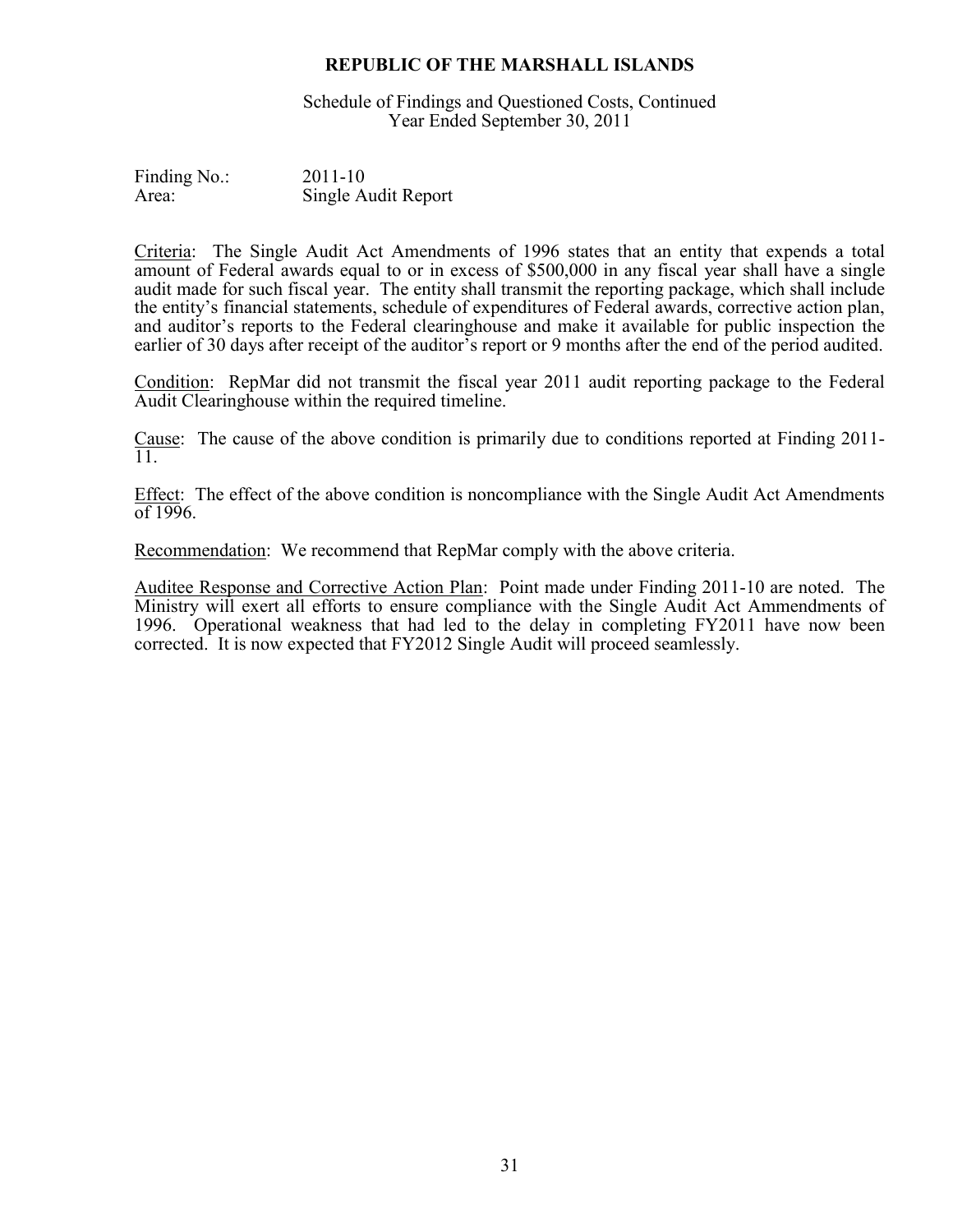**REPUBLIC OF THE MARSHALL ISLANDS**

Schedule of Findings and Questioned Costs, Continued
Year Ended September 30, 2011

Finding No.: 2011-10
Area: Single Audit Report

Criteria: The Single Audit Act Amendments of 1996 states that an entity that expends a total amount of Federal awards equal to or in excess of $500,000 in any fiscal year shall have a single audit made for such fiscal year. The entity shall transmit the reporting package, which shall include the entity's financial statements, schedule of expenditures of Federal awards, corrective action plan, and auditor's reports to the Federal clearinghouse and make it available for public inspection the earlier of 30 days after receipt of the auditor's report or 9 months after the end of the period audited.

Condition: RepMar did not transmit the fiscal year 2011 audit reporting package to the Federal Audit Clearinghouse within the required timeline.

Cause: The cause of the above condition is primarily due to conditions reported at Finding 2011-11.

Effect: The effect of the above condition is noncompliance with the Single Audit Act Amendments of 1996.

Recommendation: We recommend that RepMar comply with the above criteria.

Auditee Response and Corrective Action Plan: Point made under Finding 2011-10 are noted. The Ministry will exert all efforts to ensure compliance with the Single Audit Act Ammendments of 1996. Operational weakness that had led to the delay in completing FY2011 have now been corrected. It is now expected that FY2012 Single Audit will proceed seamlessly.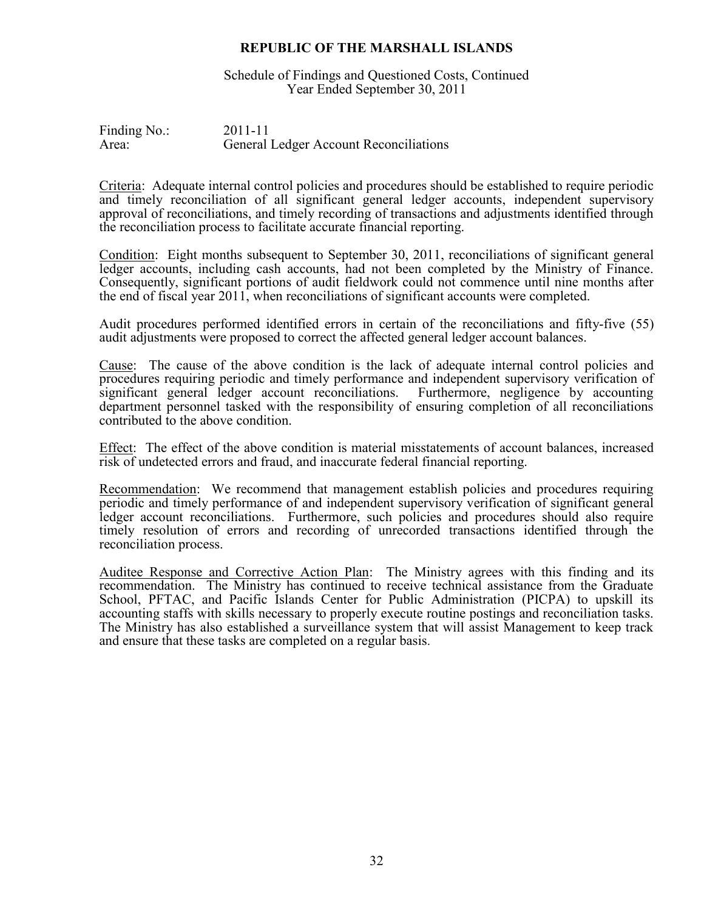# REPUBLIC OF THE MARSHALL ISLANDS

Schedule of Findings and Questioned Costs, Continued
Year Ended September 30, 2011

Finding No.: 2011-11
Area: General Ledger Account Reconciliations

Criteria: Adequate internal control policies and procedures should be established to require periodic and timely reconciliation of all significant general ledger accounts, independent supervisory approval of reconciliations, and timely recording of transactions and adjustments identified through the reconciliation process to facilitate accurate financial reporting.

Condition: Eight months subsequent to September 30, 2011, reconciliations of significant general ledger accounts, including cash accounts, had not been completed by the Ministry of Finance. Consequently, significant portions of audit fieldwork could not commence until nine months after the end of fiscal year 2011, when reconciliations of significant accounts were completed.

Audit procedures performed identified errors in certain of the reconciliations and fifty-five (55) audit adjustments were proposed to correct the affected general ledger account balances.

Cause: The cause of the above condition is the lack of adequate internal control policies and procedures requiring periodic and timely performance and independent supervisory verification of significant general ledger account reconciliations. Furthermore, negligence by accounting department personnel tasked with the responsibility of ensuring completion of all reconciliations contributed to the above condition.

Effect: The effect of the above condition is material misstatements of account balances, increased risk of undetected errors and fraud, and inaccurate federal financial reporting.

Recommendation: We recommend that management establish policies and procedures requiring periodic and timely performance of and independent supervisory verification of significant general ledger account reconciliations. Furthermore, such policies and procedures should also require timely resolution of errors and recording of unrecorded transactions identified through the reconciliation process.

Auditee Response and Corrective Action Plan: The Ministry agrees with this finding and its recommendation. The Ministry has continued to receive technical assistance from the Graduate School, PFTAC, and Pacific Islands Center for Public Administration (PICPA) to upskill its accounting staffs with skills necessary to properly execute routine postings and reconciliation tasks. The Ministry has also established a surveillance system that will assist Management to keep track and ensure that these tasks are completed on a regular basis.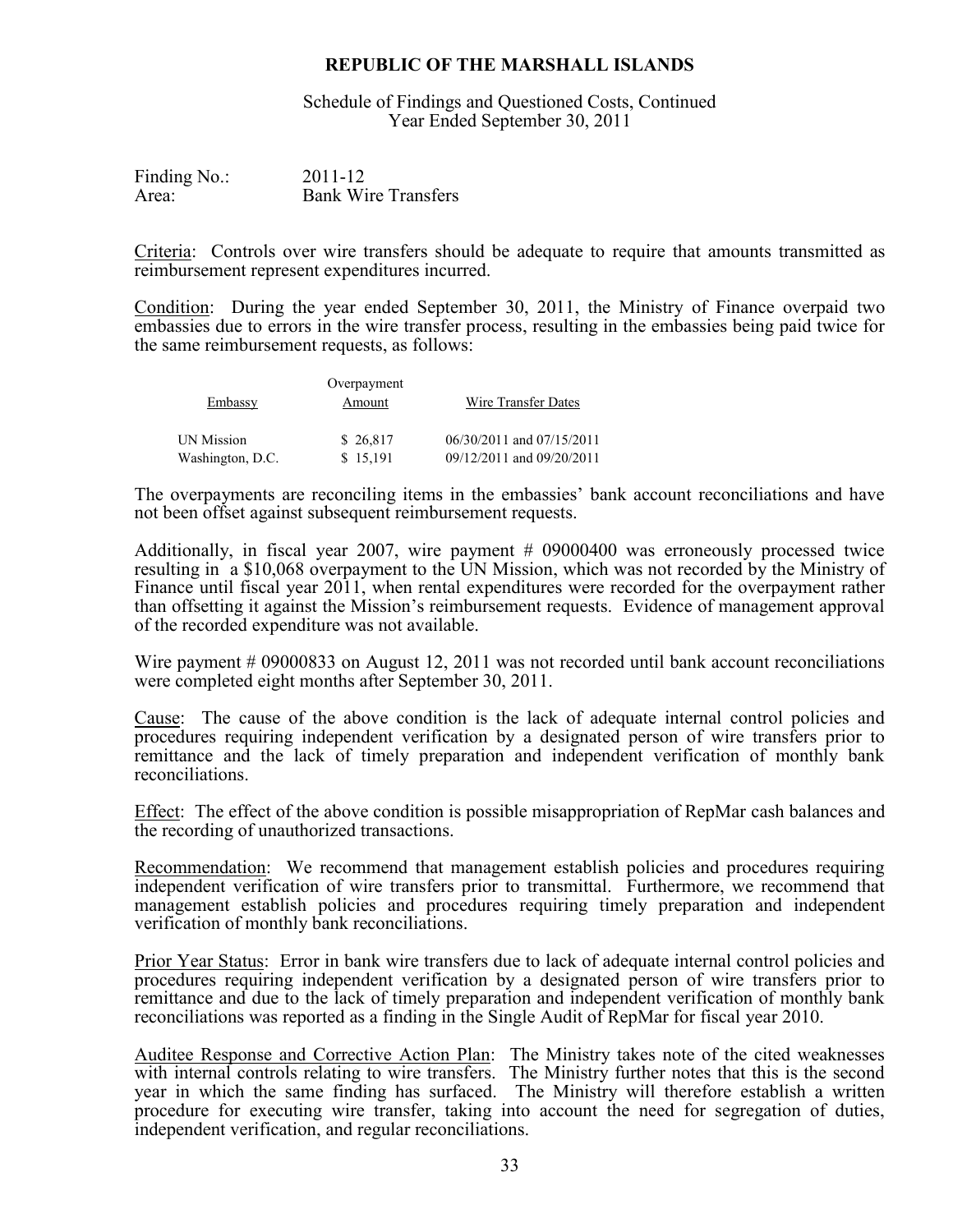# REPUBLIC OF THE MARSHALL ISLANDS

Schedule of Findings and Questioned Costs, Continued
Year Ended September 30, 2011

Finding No.: 2011-12
Area: Bank Wire Transfers

Criteria: Controls over wire transfers should be adequate to require that amounts transmitted as reimbursement represent expenditures incurred.

Condition: During the year ended September 30, 2011, the Ministry of Finance overpaid two embassies due to errors in the wire transfer process, resulting in the embassies being paid twice for the same reimbursement requests, as follows:

| Embassy | Overpayment Amount | Wire Transfer Dates |
|---|---|---|
| UN Mission | $ 26,817 | 06/30/2011 and 07/15/2011 |
| Washington, D.C. | $ 15,191 | 09/12/2011 and 09/20/2011 |

The overpayments are reconciling items in the embassies' bank account reconciliations and have not been offset against subsequent reimbursement requests.

Additionally, in fiscal year 2007, wire payment # 09000400 was erroneously processed twice resulting in a $10,068 overpayment to the UN Mission, which was not recorded by the Ministry of Finance until fiscal year 2011, when rental expenditures were recorded for the overpayment rather than offsetting it against the Mission's reimbursement requests. Evidence of management approval of the recorded expenditure was not available.

Wire payment # 09000833 on August 12, 2011 was not recorded until bank account reconciliations were completed eight months after September 30, 2011.

Cause: The cause of the above condition is the lack of adequate internal control policies and procedures requiring independent verification by a designated person of wire transfers prior to remittance and the lack of timely preparation and independent verification of monthly bank reconciliations.

Effect: The effect of the above condition is possible misappropriation of RepMar cash balances and the recording of unauthorized transactions.

Recommendation: We recommend that management establish policies and procedures requiring independent verification of wire transfers prior to transmittal. Furthermore, we recommend that management establish policies and procedures requiring timely preparation and independent verification of monthly bank reconciliations.

Prior Year Status: Error in bank wire transfers due to lack of adequate internal control policies and procedures requiring independent verification by a designated person of wire transfers prior to remittance and due to the lack of timely preparation and independent verification of monthly bank reconciliations was reported as a finding in the Single Audit of RepMar for fiscal year 2010.

Auditee Response and Corrective Action Plan: The Ministry takes note of the cited weaknesses with internal controls relating to wire transfers. The Ministry further notes that this is the second year in which the same finding has surfaced. The Ministry will therefore establish a written procedure for executing wire transfer, taking into account the need for segregation of duties, independent verification, and regular reconciliations.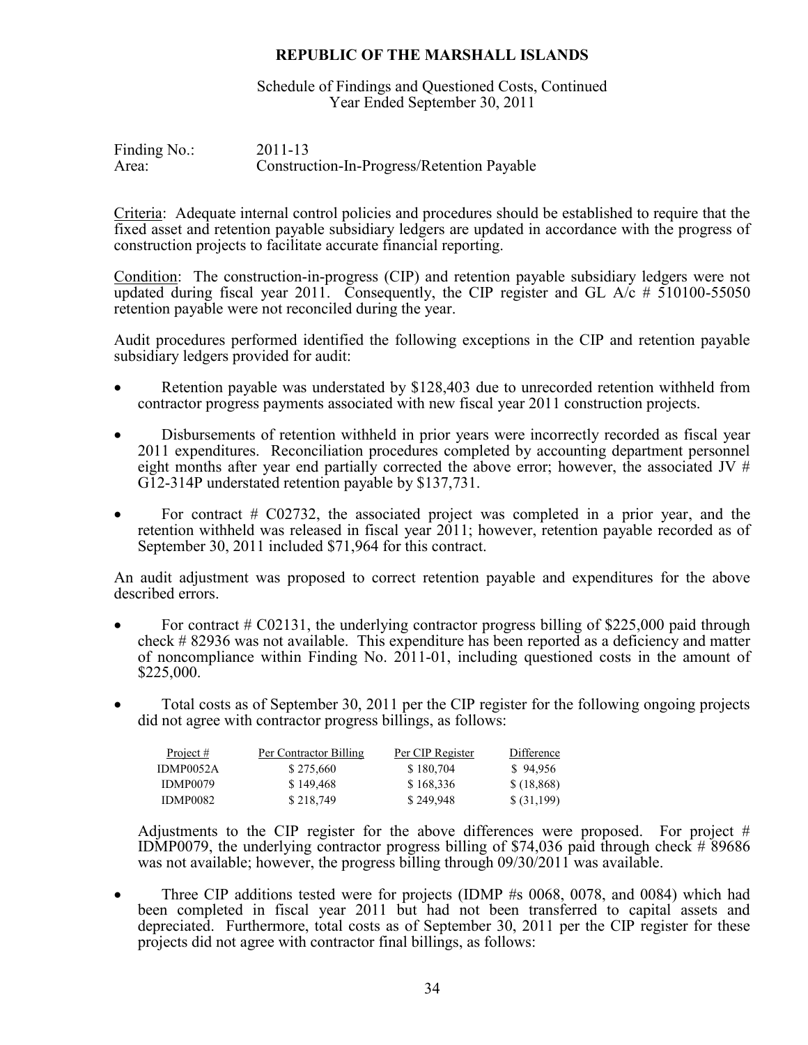**REPUBLIC OF THE MARSHALL ISLANDS**

Schedule of Findings and Questioned Costs, Continued
Year Ended September 30, 2011

Finding No.: 2011-13
Area: Construction-In-Progress/Retention Payable

Criteria: Adequate internal control policies and procedures should be established to require that the fixed asset and retention payable subsidiary ledgers are updated in accordance with the progress of construction projects to facilitate accurate financial reporting.

Condition: The construction-in-progress (CIP) and retention payable subsidiary ledgers were not updated during fiscal year 2011. Consequently, the CIP register and GL A/c # 510100-55050 retention payable were not reconciled during the year.

Audit procedures performed identified the following exceptions in the CIP and retention payable subsidiary ledgers provided for audit:

- Retention payable was understated by $128,403 due to unrecorded retention withheld from contractor progress payments associated with new fiscal year 2011 construction projects.
- Disbursements of retention withheld in prior years were incorrectly recorded as fiscal year 2011 expenditures. Reconciliation procedures completed by accounting department personnel eight months after year end partially corrected the above error; however, the associated JV # G12-314P understated retention payable by $137,731.
- For contract # C02732, the associated project was completed in a prior year, and the retention withheld was released in fiscal year 2011; however, retention payable recorded as of September 30, 2011 included $71,964 for this contract.

An audit adjustment was proposed to correct retention payable and expenditures for the above described errors.

- For contract # C02131, the underlying contractor progress billing of $225,000 paid through check # 82936 was not available. This expenditure has been reported as a deficiency and matter of noncompliance within Finding No. 2011-01, including questioned costs in the amount of $225,000.
- Total costs as of September 30, 2011 per the CIP register for the following ongoing projects did not agree with contractor progress billings, as follows:

| Project # | Per Contractor Billing | Per CIP Register | Difference |
|---|---|---|---|
| IDMP0052A | $ 275,660 | $ 180,704 | $ 94,956 |
| IDMP0079 | $ 149,468 | $ 168,336 | $ (18,868) |
| IDMP0082 | $ 218,749 | $ 249,948 | $ (31,199) |

  Adjustments to the CIP register for the above differences were proposed. For project # IDMP0079, the underlying contractor progress billing of $74,036 paid through check # 89686 was not available; however, the progress billing through 09/30/2011 was available.

- Three CIP additions tested were for projects (IDMP #s 0068, 0078, and 0084) which had been completed in fiscal year 2011 but had not been transferred to capital assets and depreciated. Furthermore, total costs as of September 30, 2011 per the CIP register for these projects did not agree with contractor final billings, as follows: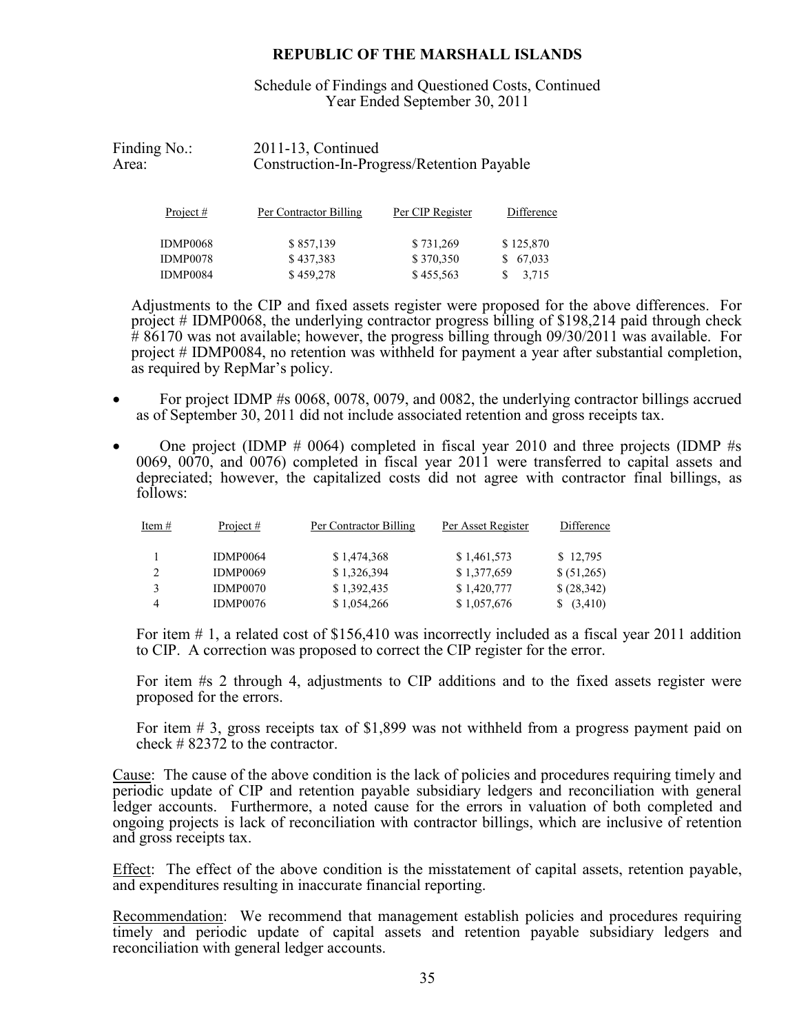**REPUBLIC OF THE MARSHALL ISLANDS**

Schedule of Findings and Questioned Costs, Continued
Year Ended September 30, 2011

Finding No.: 2011-13, Continued
Area: Construction-In-Progress/Retention Payable

| Project # | Per Contractor Billing | Per CIP Register | Difference |
|---|---|---|---|
| IDMP0068 | $ 857,139 | $ 731,269 | $ 125,870 |
| IDMP0078 | $ 437,383 | $ 370,350 | $ 67,033 |
| IDMP0084 | $ 459,278 | $ 455,563 | $ 3,715 |

Adjustments to the CIP and fixed assets register were proposed for the above differences. For project # IDMP0068, the underlying contractor progress billing of $198,214 paid through check # 86170 was not available; however, the progress billing through 09/30/2011 was available. For project # IDMP0084, no retention was withheld for payment a year after substantial completion, as required by RepMar's policy.

- For project IDMP #s 0068, 0078, 0079, and 0082, the underlying contractor billings accrued as of September 30, 2011 did not include associated retention and gross receipts tax.
- One project (IDMP # 0064) completed in fiscal year 2010 and three projects (IDMP #s 0069, 0070, and 0076) completed in fiscal year 2011 were transferred to capital assets and depreciated; however, the capitalized costs did not agree with contractor final billings, as follows:

| Item # | Project # | Per Contractor Billing | Per Asset Register | Difference |
|---|---|---|---|---|
| 1 | IDMP0064 | $ 1,474,368 | $ 1,461,573 | $ 12,795 |
| 2 | IDMP0069 | $ 1,326,394 | $ 1,377,659 | $ (51,265) |
| 3 | IDMP0070 | $ 1,392,435 | $ 1,420,777 | $ (28,342) |
| 4 | IDMP0076 | $ 1,054,266 | $ 1,057,676 | $ (3,410) |

For item # 1, a related cost of $156,410 was incorrectly included as a fiscal year 2011 addition to CIP. A correction was proposed to correct the CIP register for the error.

For item #s 2 through 4, adjustments to CIP additions and to the fixed assets register were proposed for the errors.

For item # 3, gross receipts tax of $1,899 was not withheld from a progress payment paid on check # 82372 to the contractor.

Cause: The cause of the above condition is the lack of policies and procedures requiring timely and periodic update of CIP and retention payable subsidiary ledgers and reconciliation with general ledger accounts. Furthermore, a noted cause for the errors in valuation of both completed and ongoing projects is lack of reconciliation with contractor billings, which are inclusive of retention and gross receipts tax.

Effect: The effect of the above condition is the misstatement of capital assets, retention payable, and expenditures resulting in inaccurate financial reporting.

Recommendation: We recommend that management establish policies and procedures requiring timely and periodic update of capital assets and retention payable subsidiary ledgers and reconciliation with general ledger accounts.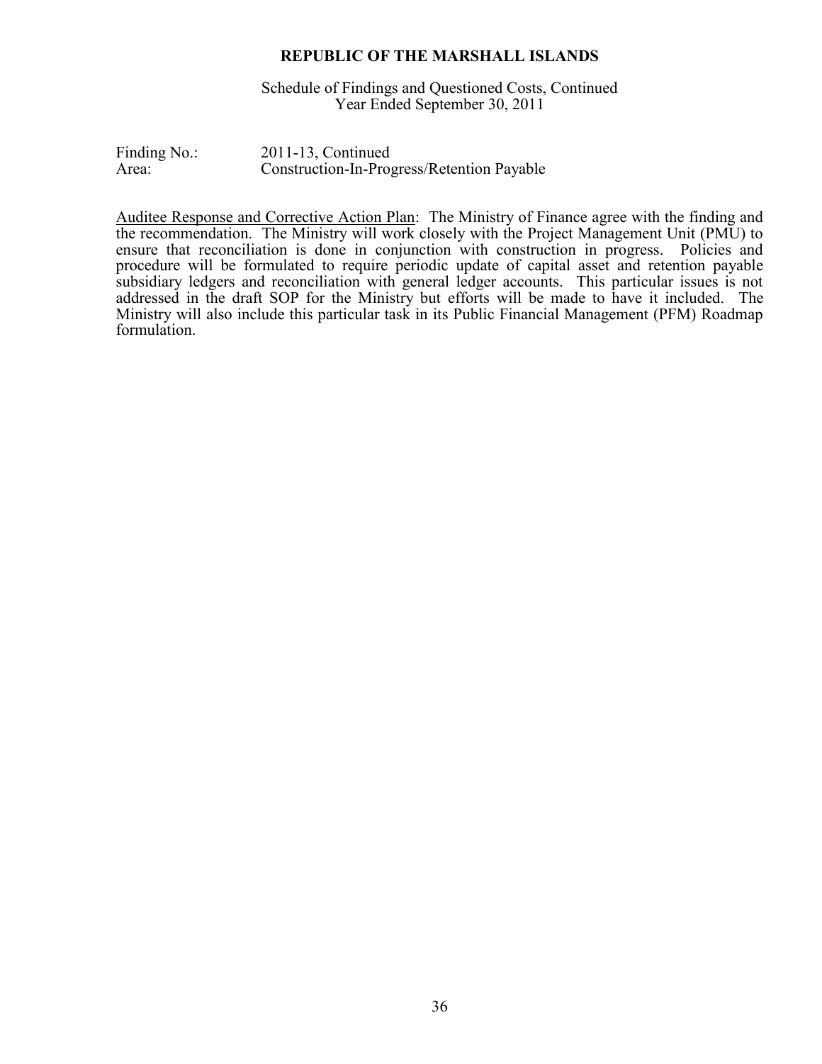**REPUBLIC OF THE MARSHALL ISLANDS**

Schedule of Findings and Questioned Costs, Continued
Year Ended September 30, 2011

Finding No.: 2011-13, Continued
Area: Construction-In-Progress/Retention Payable

Auditee Response and Corrective Action Plan: The Ministry of Finance agree with the finding and the recommendation. The Ministry will work closely with the Project Management Unit (PMU) to ensure that reconciliation is done in conjunction with construction in progress. Policies and procedure will be formulated to require periodic update of capital asset and retention payable subsidiary ledgers and reconciliation with general ledger accounts. This particular issues is not addressed in the draft SOP for the Ministry but efforts will be made to have it included. The Ministry will also include this particular task in its Public Financial Management (PFM) Roadmap formulation.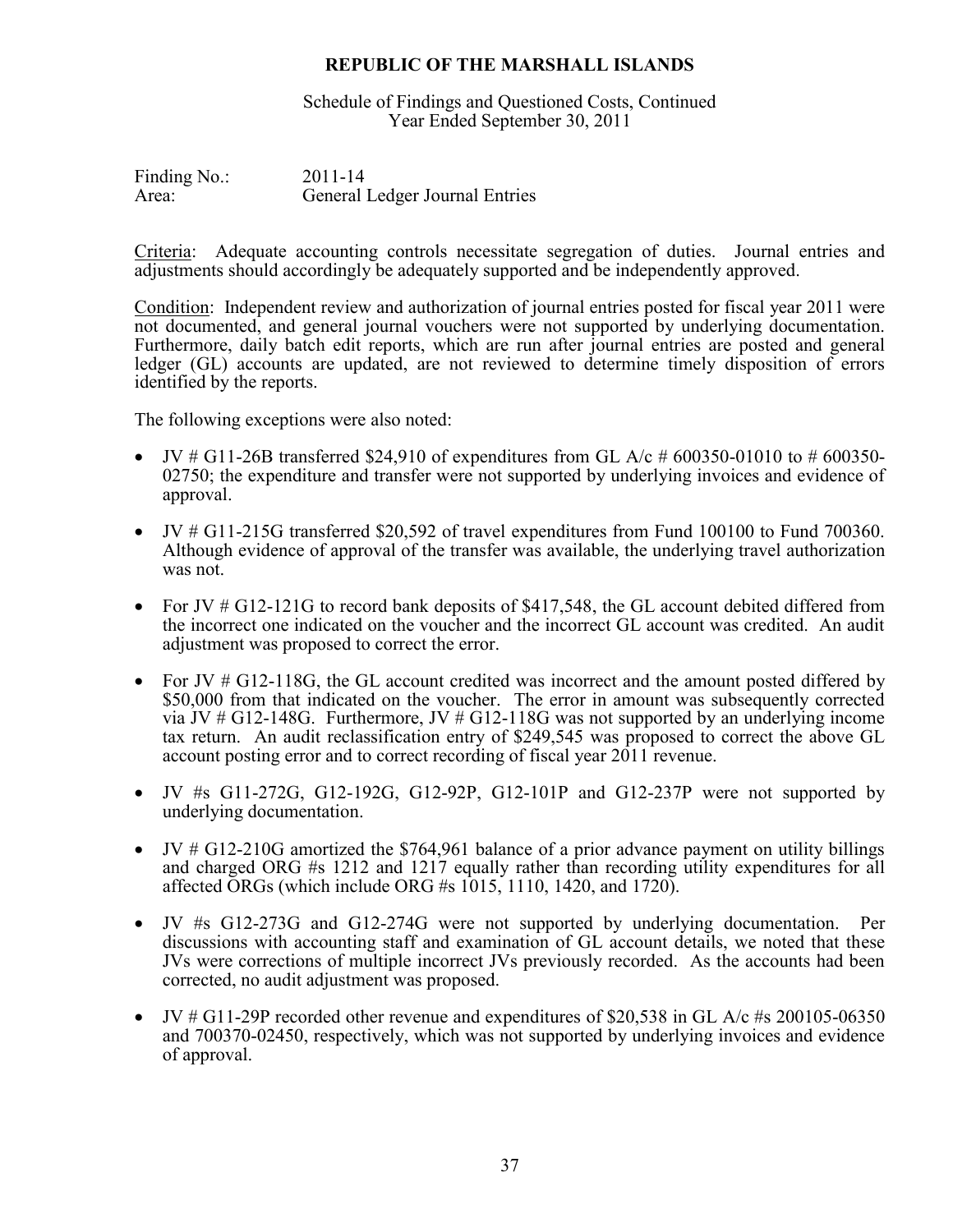# REPUBLIC OF THE MARSHALL ISLANDS

Schedule of Findings and Questioned Costs, Continued
Year Ended September 30, 2011

Finding No.: 2011-14
Area: General Ledger Journal Entries

Criteria: Adequate accounting controls necessitate segregation of duties. Journal entries and adjustments should accordingly be adequately supported and be independently approved.

Condition: Independent review and authorization of journal entries posted for fiscal year 2011 were not documented, and general journal vouchers were not supported by underlying documentation. Furthermore, daily batch edit reports, which are run after journal entries are posted and general ledger (GL) accounts are updated, are not reviewed to determine timely disposition of errors identified by the reports.

The following exceptions were also noted:

- JV # G11-26B transferred $24,910 of expenditures from GL A/c # 600350-01010 to # 600350-02750; the expenditure and transfer were not supported by underlying invoices and evidence of approval.
- JV # G11-215G transferred $20,592 of travel expenditures from Fund 100100 to Fund 700360. Although evidence of approval of the transfer was available, the underlying travel authorization was not.
- For JV # G12-121G to record bank deposits of $417,548, the GL account debited differed from the incorrect one indicated on the voucher and the incorrect GL account was credited. An audit adjustment was proposed to correct the error.
- For JV # G12-118G, the GL account credited was incorrect and the amount posted differed by $50,000 from that indicated on the voucher. The error in amount was subsequently corrected via JV # G12-148G. Furthermore, JV # G12-118G was not supported by an underlying income tax return. An audit reclassification entry of $249,545 was proposed to correct the above GL account posting error and to correct recording of fiscal year 2011 revenue.
- JV #s G11-272G, G12-192G, G12-92P, G12-101P and G12-237P were not supported by underlying documentation.
- JV # G12-210G amortized the $764,961 balance of a prior advance payment on utility billings and charged ORG #s 1212 and 1217 equally rather than recording utility expenditures for all affected ORGs (which include ORG #s 1015, 1110, 1420, and 1720).
- JV #s G12-273G and G12-274G were not supported by underlying documentation. Per discussions with accounting staff and examination of GL account details, we noted that these JVs were corrections of multiple incorrect JVs previously recorded. As the accounts had been corrected, no audit adjustment was proposed.
- JV # G11-29P recorded other revenue and expenditures of $20,538 in GL A/c #s 200105-06350 and 700370-02450, respectively, which was not supported by underlying invoices and evidence of approval.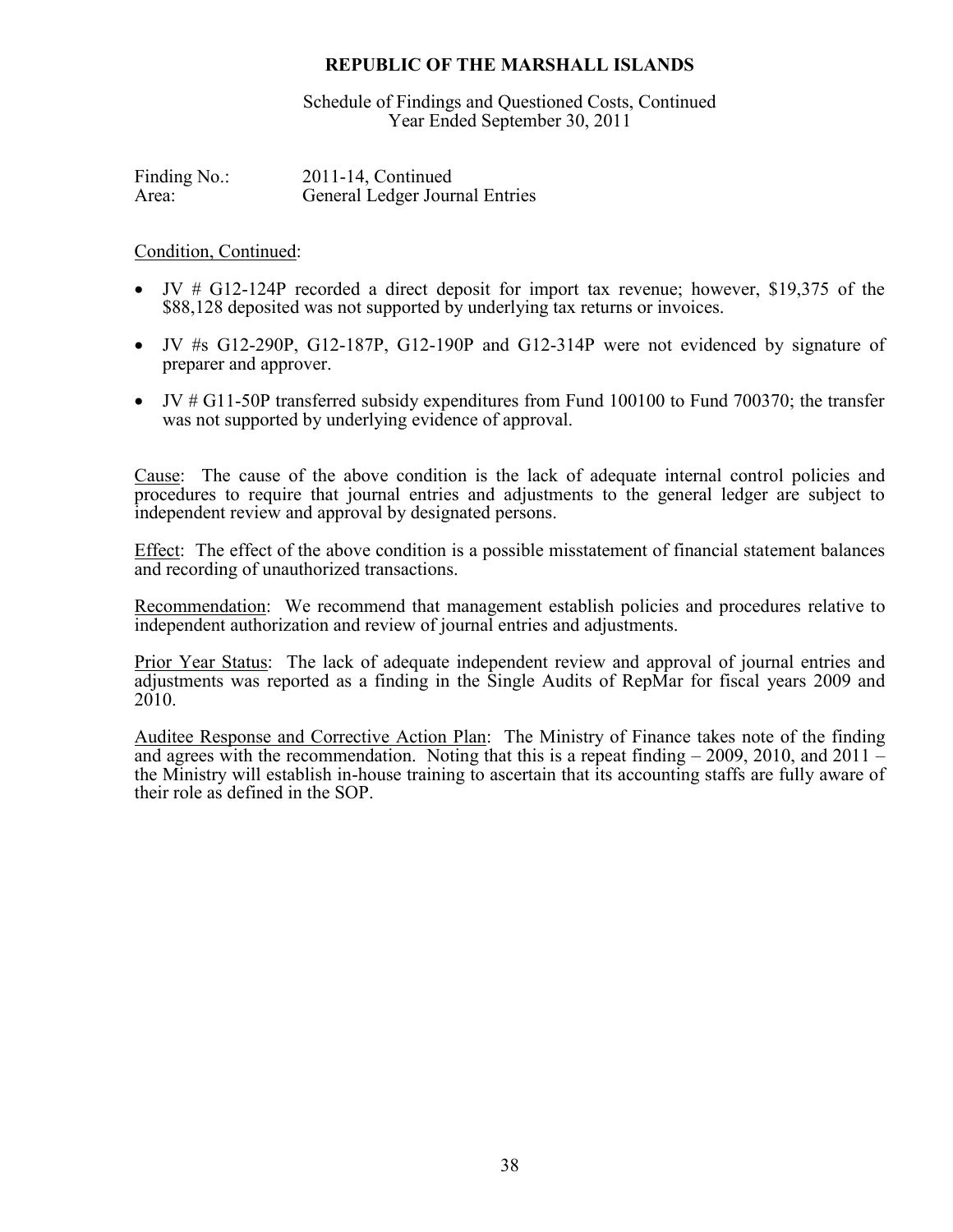**REPUBLIC OF THE MARSHALL ISLANDS**

Schedule of Findings and Questioned Costs, Continued
Year Ended September 30, 2011

Finding No.: 2011-14, Continued
Area: General Ledger Journal Entries

Condition, Continued:

- JV # G12-124P recorded a direct deposit for import tax revenue; however, $19,375 of the $88,128 deposited was not supported by underlying tax returns or invoices.
- JV #s G12-290P, G12-187P, G12-190P and G12-314P were not evidenced by signature of preparer and approver.
- JV # G11-50P transferred subsidy expenditures from Fund 100100 to Fund 700370; the transfer was not supported by underlying evidence of approval.

Cause: The cause of the above condition is the lack of adequate internal control policies and procedures to require that journal entries and adjustments to the general ledger are subject to independent review and approval by designated persons.

Effect: The effect of the above condition is a possible misstatement of financial statement balances and recording of unauthorized transactions.

Recommendation: We recommend that management establish policies and procedures relative to independent authorization and review of journal entries and adjustments.

Prior Year Status: The lack of adequate independent review and approval of journal entries and adjustments was reported as a finding in the Single Audits of RepMar for fiscal years 2009 and 2010.

Auditee Response and Corrective Action Plan: The Ministry of Finance takes note of the finding and agrees with the recommendation. Noting that this is a repeat finding – 2009, 2010, and 2011 – the Ministry will establish in-house training to ascertain that its accounting staffs are fully aware of their role as defined in the SOP.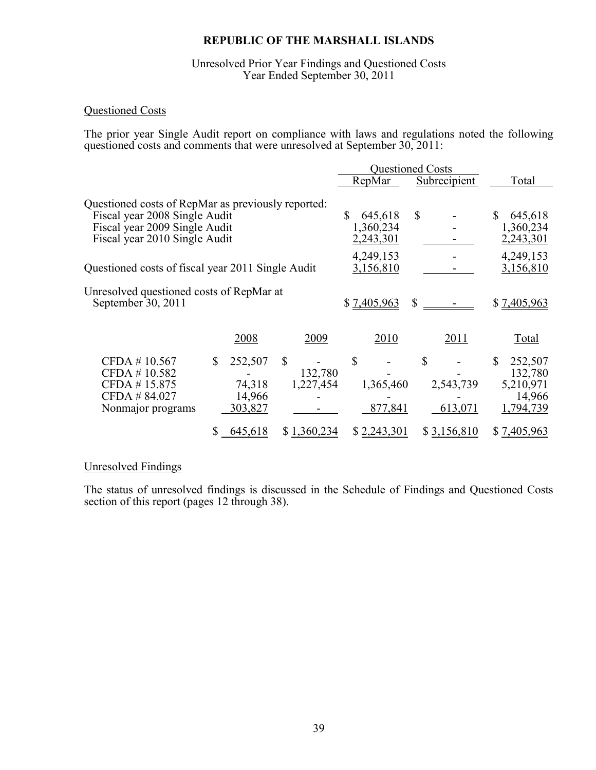# REPUBLIC OF THE MARSHALL ISLANDS

Unresolved Prior Year Findings and Questioned Costs
Year Ended September 30, 2011

## Questioned Costs

The prior year Single Audit report on compliance with laws and regulations noted the following questioned costs and comments that were unresolved at September 30, 2011:

| | Questioned Costs | | |
|---|---|---|---|
| | RepMar | Subrecipient | Total |
| Questioned costs of RepMar as previously reported: | | | |
| Fiscal year 2008 Single Audit | $ 645,618 | $ - | $ 645,618 |
| Fiscal year 2009 Single Audit | 1,360,234 | - | 1,360,234 |
| Fiscal year 2010 Single Audit | 2,243,301 | - | 2,243,301 |
| | 4,249,153 | - | 4,249,153 |
| Questioned costs of fiscal year 2011 Single Audit | 3,156,810 | - | 3,156,810 |
| Unresolved questioned costs of RepMar at September 30, 2011 | $ 7,405,963 | $ - | $ 7,405,963 |

| | 2008 | 2009 | 2010 | 2011 | Total |
|---|---|---|---|---|---|
| CFDA # 10.567 | $ 252,507 | $ - | $ - | $ - | $ 252,507 |
| CFDA # 10.582 | - | 132,780 | - | - | 132,780 |
| CFDA # 15.875 | 74,318 | 1,227,454 | 1,365,460 | 2,543,739 | 5,210,971 |
| CFDA # 84.027 | 14,966 | - | - | - | 14,966 |
| Nonmajor programs | 303,827 | - | 877,841 | 613,071 | 1,794,739 |
| | $ 645,618 | $ 1,360,234 | $ 2,243,301 | $ 3,156,810 | $ 7,405,963 |

## Unresolved Findings

The status of unresolved findings is discussed in the Schedule of Findings and Questioned Costs section of this report (pages 12 through 38).